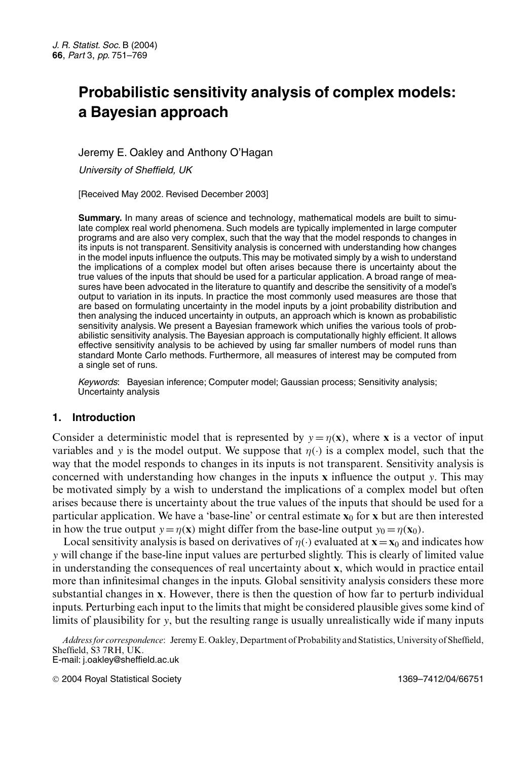# Probabilistic sensitivity analysis of complex models: a Bayesian approach

Jeremy E. Oakley and Anthony O'Hagan

*University of Sheffield, UK*

[Received May 2002. Revised December 2003]

**Summary.** In many areas of science and technology, mathematical models are built to simulate complex real world phenomena. Such models are typically implemented in large computer programs and are also very complex, such that the way that the model responds to changes in its inputs is not transparent. Sensitivity analysis is concerned with understanding how changes in the model inputs influence the outputs. This may be motivated simply by a wish to understand the implications of a complex model but often arises because there is uncertainty about the true values of the inputs that should be used for a particular application. A broad range of measures have been advocated in the literature to quantify and describe the sensitivity of a model's output to variation in its inputs. In practice the most commonly used measures are those that are based on formulating uncertainty in the model inputs by a joint probability distribution and then analysing the induced uncertainty in outputs, an approach which is known as probabilistic sensitivity analysis. We present a Bayesian framework which unifies the various tools of probabilistic sensitivity analysis. The Bayesian approach is computationally highly efficient. It allows effective sensitivity analysis to be achieved by using far smaller numbers of model runs than standard Monte Carlo methods. Furthermore, all measures of interest may be computed from a single set of runs.

*Keywords*: Bayesian inference; Computer model; Gaussian process; Sensitivity analysis; Uncertainty analysis

## 1. Introduction

Consider a deterministic model that is represented by $y = \eta(\mathbf{x})$, where $\mathbf{x}$ is a vector of input variables and $y$ is the model output. We suppose that $\eta(\cdot)$ is a complex model, such that the way that the model responds to changes in its inputs is not transparent. Sensitivity analysis is concerned with understanding how changes in the inputs $\mathbf{x}$ influence the output $y$. This may be motivated simply by a wish to understand the implications of a complex model but often arises because there is uncertainty about the true values of the inputs that should be used for a particular application. We have a 'base-line' or central estimate $\mathbf{x}_0$ for $\mathbf{x}$ but are then interested in how the true output $y = \eta(\mathbf{x})$ might differ from the base-line output $y_0 = \eta(\mathbf{x}_0)$.

Local sensitivity analysis is based on derivatives of $\eta(\cdot)$ evaluated at $\mathbf{x} = \mathbf{x}_0$ and indicates how $y$ will change if the base-line input values are perturbed slightly. This is clearly of limited value in understanding the consequences of real uncertainty about $\mathbf{x}$, which would in practice entail more than infinitesimal changes in the inputs. Global sensitivity analysis considers these more substantial changes in $\mathbf{x}$. However, there is then the question of how far to perturb individual inputs. Perturbing each input to the limits that might be considered plausible gives some kind of limits of plausibility for $y$, but the resulting range is usually unrealistically wide if many inputs

*Address for correspondence*: Jeremy E. Oakley, Department of Probability and Statistics, University of Sheffield, Sheffield, S3 7RH, UK.
E-mail: j.oakley@sheffield.ac.uk

© 2004 Royal Statistical Society 1369–7412/04/66751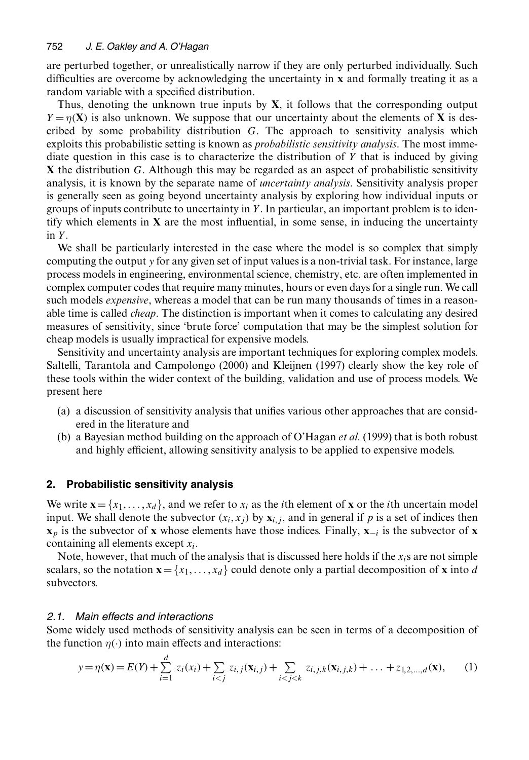are perturbed together, or unrealistically narrow if they are only perturbed individually. Such difficulties are overcome by acknowledging the uncertainty in $\mathbf{x}$ and formally treating it as a random variable with a specified distribution.

Thus, denoting the unknown true inputs by $\mathbf{X}$, it follows that the corresponding output $Y = \eta(\mathbf{X})$ is also unknown. We suppose that our uncertainty about the elements of $\mathbf{X}$ is described by some probability distribution $G$. The approach to sensitivity analysis which exploits this probabilistic setting is known as *probabilistic sensitivity analysis*. The most immediate question in this case is to characterize the distribution of $Y$ that is induced by giving $\mathbf{X}$ the distribution $G$. Although this may be regarded as an aspect of probabilistic sensitivity analysis, it is known by the separate name of *uncertainty analysis*. Sensitivity analysis proper is generally seen as going beyond uncertainty analysis by exploring how individual inputs or groups of inputs contribute to uncertainty in $Y$. In particular, an important problem is to identify which elements in $\mathbf{X}$ are the most influential, in some sense, in inducing the uncertainty in $Y$.

We shall be particularly interested in the case where the model is so complex that simply computing the output $y$ for any given set of input values is a non-trivial task. For instance, large process models in engineering, environmental science, chemistry, etc. are often implemented in complex computer codes that require many minutes, hours or even days for a single run. We call such models *expensive*, whereas a model that can be run many thousands of times in a reasonable time is called *cheap*. The distinction is important when it comes to calculating any desired measures of sensitivity, since 'brute force' computation that may be the simplest solution for cheap models is usually impractical for expensive models.

Sensitivity and uncertainty analysis are important techniques for exploring complex models. Saltelli, Tarantola and Campolongo (2000) and Kleijnen (1997) clearly show the key role of these tools within the wider context of the building, validation and use of process models. We present here

(a) a discussion of sensitivity analysis that unifies various other approaches that are considered in the literature and
(b) a Bayesian method building on the approach of O'Hagan *et al.* (1999) that is both robust and highly efficient, allowing sensitivity analysis to be applied to expensive models.

## 2. Probabilistic sensitivity analysis

We write $\mathbf{x} = \{x_1, \ldots, x_d\}$, and we refer to $x_i$ as the $i$th element of $\mathbf{x}$ or the $i$th uncertain model input. We shall denote the subvector $(x_i, x_j)$ by $\mathbf{x}_{i,j}$, and in general if $p$ is a set of indices then $\mathbf{x}_p$ is the subvector of $\mathbf{x}$ whose elements have those indices. Finally, $\mathbf{x}_{-i}$ is the subvector of $\mathbf{x}$ containing all elements except $x_i$.

Note, however, that much of the analysis that is discussed here holds if the $x_i$s are not simple scalars, so the notation $\mathbf{x} = \{x_1, \ldots, x_d\}$ could denote only a partial decomposition of $\mathbf{x}$ into $d$ subvectors.

### 2.1. Main effects and interactions

Some widely used methods of sensitivity analysis can be seen in terms of a decomposition of the function $\eta(\cdot)$ into main effects and interactions:

$$y = \eta(\mathbf{x}) = E(Y) + \sum_{i=1}^{d} z_i(x_i) + \sum_{i<j} z_{i,j}(\mathbf{x}_{i,j}) + \sum_{i<j<k} z_{i,j,k}(\mathbf{x}_{i,j,k}) + \ldots + z_{1,2,\ldots,d}(\mathbf{x}), \tag{1}$$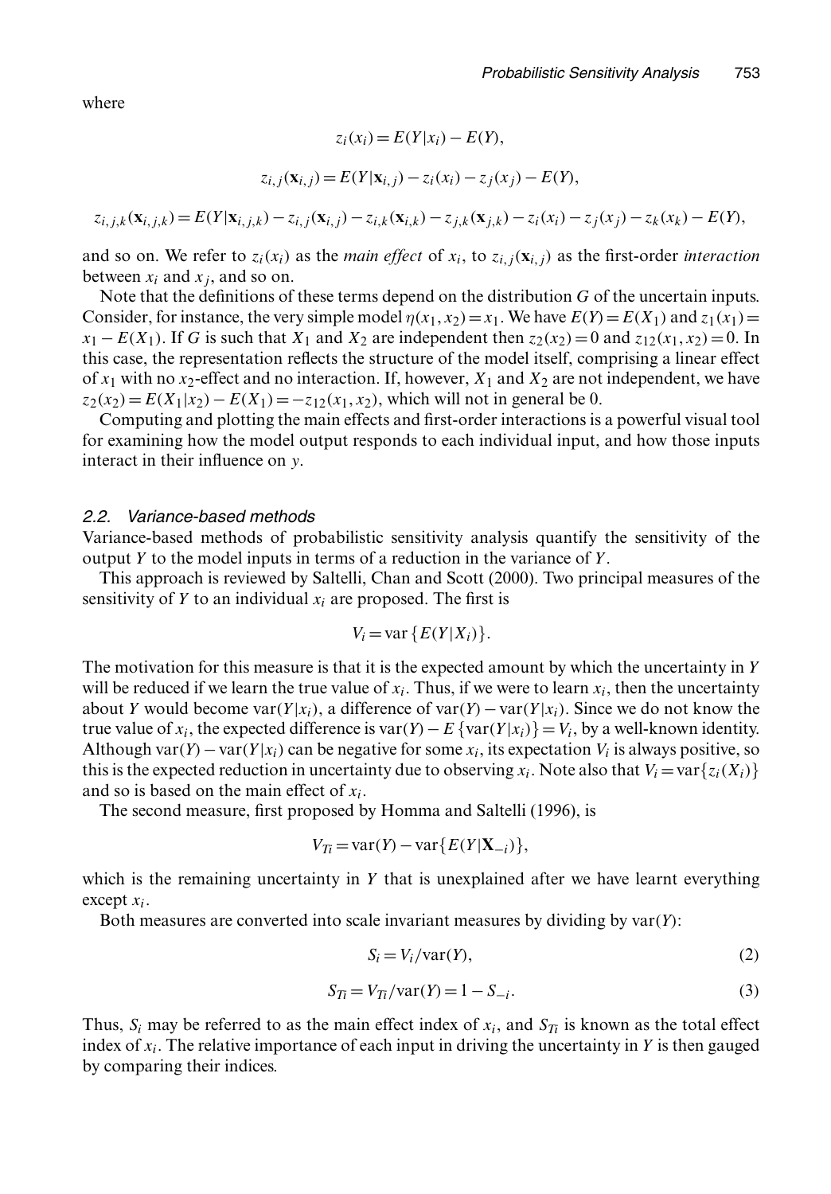where

$$z_i(x_i) = E(Y|x_i) - E(Y),$$

$$z_{i,j}(\mathbf{x}_{i,j}) = E(Y|\mathbf{x}_{i,j}) - z_i(x_i) - z_j(x_j) - E(Y),$$

$$z_{i,j,k}(\mathbf{x}_{i,j,k}) = E(Y|\mathbf{x}_{i,j,k}) - z_{i,j}(\mathbf{x}_{i,j}) - z_{i,k}(\mathbf{x}_{i,k}) - z_{j,k}(\mathbf{x}_{j,k}) - z_i(x_i) - z_j(x_j) - z_k(x_k) - E(Y),$$

and so on. We refer to $z_i(x_i)$ as the *main effect* of $x_i$, to $z_{i,j}(\mathbf{x}_{i,j})$ as the first-order *interaction* between $x_i$ and $x_j$, and so on.

Note that the definitions of these terms depend on the distribution $G$ of the uncertain inputs. Consider, for instance, the very simple model $\eta(x_1, x_2) = x_1$. We have $E(Y) = E(X_1)$ and $z_1(x_1) = x_1 - E(X_1)$. If $G$ is such that $X_1$ and $X_2$ are independent then $z_2(x_2) = 0$ and $z_{12}(x_1, x_2) = 0$. In this case, the representation reflects the structure of the model itself, comprising a linear effect of $x_1$ with no $x_2$-effect and no interaction. If, however, $X_1$ and $X_2$ are not independent, we have $z_2(x_2) = E(X_1|x_2) - E(X_1) = -z_{12}(x_1, x_2)$, which will not in general be 0.

Computing and plotting the main effects and first-order interactions is a powerful visual tool for examining how the model output responds to each individual input, and how those inputs interact in their influence on $y$.

### 2.2. Variance-based methods

Variance-based methods of probabilistic sensitivity analysis quantify the sensitivity of the output $Y$ to the model inputs in terms of a reduction in the variance of $Y$.

This approach is reviewed by Saltelli, Chan and Scott (2000). Two principal measures of the sensitivity of $Y$ to an individual $x_i$ are proposed. The first is

$$V_i = \text{var}\{E(Y|X_i)\}.$$

The motivation for this measure is that it is the expected amount by which the uncertainty in $Y$ will be reduced if we learn the true value of $x_i$. Thus, if we were to learn $x_i$, then the uncertainty about $Y$ would become $\text{var}(Y|x_i)$, a difference of $\text{var}(Y) - \text{var}(Y|x_i)$. Since we do not know the true value of $x_i$, the expected difference is $\text{var}(Y) - E\{\text{var}(Y|x_i)\} = V_i$, by a well-known identity. Although $\text{var}(Y) - \text{var}(Y|x_i)$ can be negative for some $x_i$, its expectation $V_i$ is always positive, so this is the expected reduction in uncertainty due to observing $x_i$. Note also that $V_i = \text{var}\{z_i(X_i)\}$ and so is based on the main effect of $x_i$.

The second measure, first proposed by Homma and Saltelli (1996), is

$$V_{Ti} = \text{var}(Y) - \text{var}\{E(Y|\mathbf{X}_{-i})\},$$

which is the remaining uncertainty in $Y$ that is unexplained after we have learnt everything except $x_i$.

Both measures are converted into scale invariant measures by dividing by $\text{var}(Y)$:

$$S_i = V_i/\text{var}(Y), \tag{2}$$

$$S_{Ti} = V_{Ti}/\text{var}(Y) = 1 - S_{-i}. \tag{3}$$

Thus, $S_i$ may be referred to as the main effect index of $x_i$, and $S_{Ti}$ is known as the total effect index of $x_i$. The relative importance of each input in driving the uncertainty in $Y$ is then gauged by comparing their indices.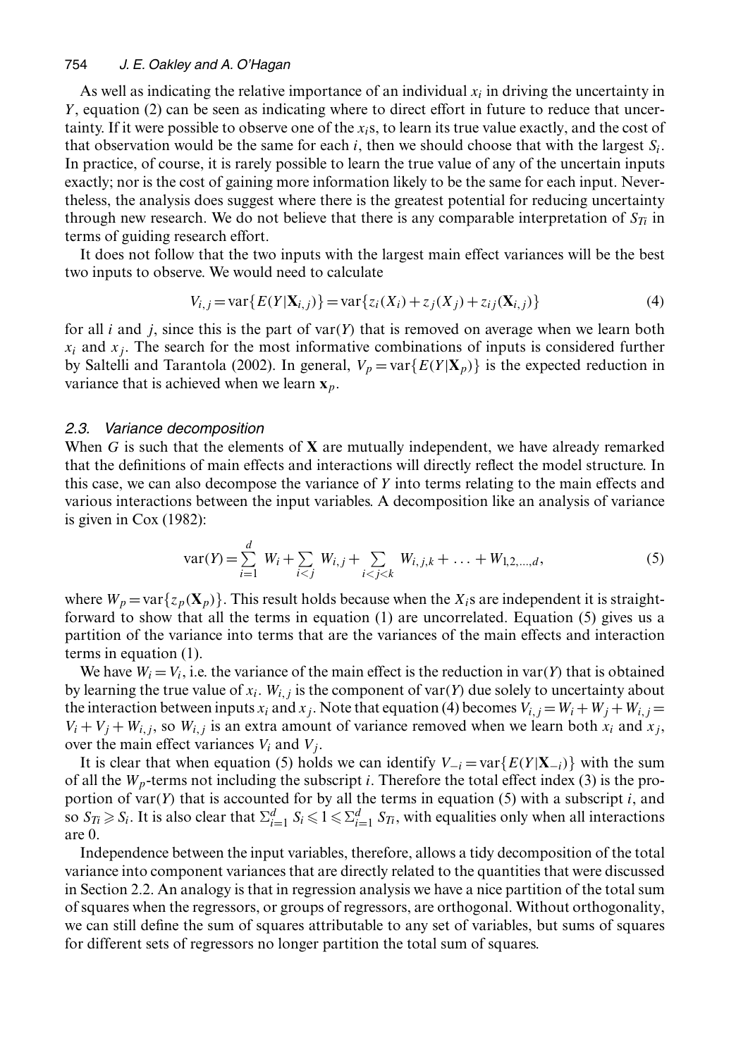As well as indicating the relative importance of an individual $x_i$ in driving the uncertainty in $Y$, equation (2) can be seen as indicating where to direct effort in future to reduce that uncertainty. If it were possible to observe one of the $x_i$s, to learn its true value exactly, and the cost of that observation would be the same for each $i$, then we should choose that with the largest $S_i$. In practice, of course, it is rarely possible to learn the true value of any of the uncertain inputs exactly; nor is the cost of gaining more information likely to be the same for each input. Nevertheless, the analysis does suggest where there is the greatest potential for reducing uncertainty through new research. We do not believe that there is any comparable interpretation of $S_{Ti}$ in terms of guiding research effort.

It does not follow that the two inputs with the largest main effect variances will be the best two inputs to observe. We would need to calculate

$$V_{i,j} = \text{var}\{E(Y|\mathbf{X}_{i,j})\} = \text{var}\{z_i(X_i) + z_j(X_j) + z_{ij}(\mathbf{X}_{i,j})\} \tag{4}$$

for all $i$ and $j$, since this is the part of var($Y$) that is removed on average when we learn both $x_i$ and $x_j$. The search for the most informative combinations of inputs is considered further by Saltelli and Tarantola (2002). In general, $V_p = \text{var}\{E(Y|\mathbf{X}_p)\}$ is the expected reduction in variance that is achieved when we learn $\mathbf{x}_p$.

### 2.3. *Variance decomposition*

When $G$ is such that the elements of $\mathbf{X}$ are mutually independent, we have already remarked that the definitions of main effects and interactions will directly reflect the model structure. In this case, we can also decompose the variance of $Y$ into terms relating to the main effects and various interactions between the input variables. A decomposition like an analysis of variance is given in Cox (1982):

$$\text{var}(Y) = \sum_{i=1}^{d} W_i + \sum_{i<j} W_{i,j} + \sum_{i<j<k} W_{i,j,k} + \ldots + W_{1,2,\ldots,d}, \tag{5}$$

where $W_p = \text{var}\{z_p(\mathbf{X}_p)\}$. This result holds because when the $X_i$s are independent it is straightforward to show that all the terms in equation (1) are uncorrelated. Equation (5) gives us a partition of the variance into terms that are the variances of the main effects and interaction terms in equation (1).

We have $W_i = V_i$, i.e. the variance of the main effect is the reduction in var($Y$) that is obtained by learning the true value of $x_i$. $W_{i,j}$ is the component of var($Y$) due solely to uncertainty about the interaction between inputs $x_i$ and $x_j$. Note that equation (4) becomes $V_{i,j} = W_i + W_j + W_{i,j} = V_i + V_j + W_{i,j}$, so $W_{i,j}$ is an extra amount of variance removed when we learn both $x_i$ and $x_j$, over the main effect variances $V_i$ and $V_j$.

It is clear that when equation (5) holds we can identify $V_{-i} = \text{var}\{E(Y|\mathbf{X}_{-i})\}$ with the sum of all the $W_p$-terms not including the subscript $i$. Therefore the total effect index (3) is the proportion of var($Y$) that is accounted for by all the terms in equation (5) with a subscript $i$, and so $S_{Ti} \geqslant S_i$. It is also clear that $\Sigma_{i=1}^d S_i \leqslant 1 \leqslant \Sigma_{i=1}^d S_{Ti}$, with equalities only when all interactions are 0.

Independence between the input variables, therefore, allows a tidy decomposition of the total variance into component variances that are directly related to the quantities that were discussed in Section 2.2. An analogy is that in regression analysis we have a nice partition of the total sum of squares when the regressors, or groups of regressors, are orthogonal. Without orthogonality, we can still define the sum of squares attributable to any set of variables, but sums of squares for different sets of regressors no longer partition the total sum of squares.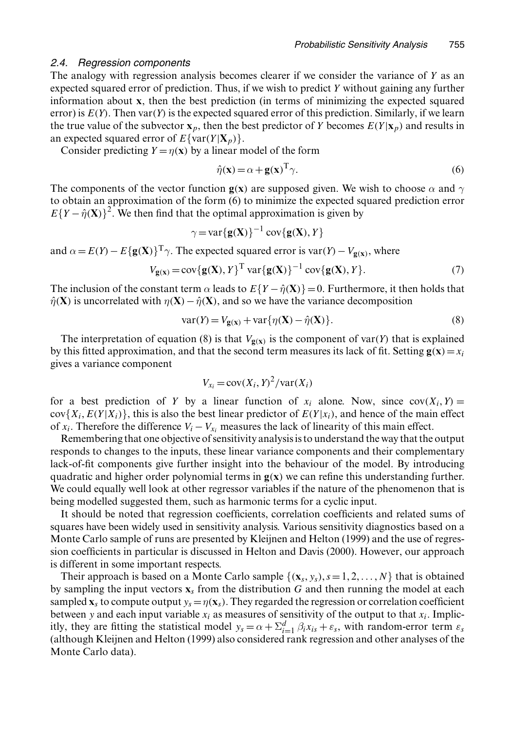### 2.4. Regression components

The analogy with regression analysis becomes clearer if we consider the variance of $Y$ as an expected squared error of prediction. Thus, if we wish to predict $Y$ without gaining any further information about $\mathbf{x}$, then the best prediction (in terms of minimizing the expected squared error) is $E(Y)$. Then $\text{var}(Y)$ is the expected squared error of this prediction. Similarly, if we learn the true value of the subvector $\mathbf{x}_p$, then the best predictor of $Y$ becomes $E(Y|\mathbf{x}_p)$ and results in an expected squared error of $E\{\text{var}(Y|\mathbf{X}_p)\}$.

Consider predicting $Y = \eta(\mathbf{x})$ by a linear model of the form

$$\hat{\eta}(\mathbf{x}) = \alpha + \mathbf{g}(\mathbf{x})^{\mathrm{T}}\gamma. \tag{6}$$

The components of the vector function $\mathbf{g}(\mathbf{x})$ are supposed given. We wish to choose $\alpha$ and $\gamma$ to obtain an approximation of the form (6) to minimize the expected squared prediction error $E\{Y - \hat{\eta}(\mathbf{X})\}^2$. We then find that the optimal approximation is given by

$$\gamma = \text{var}\{\mathbf{g}(\mathbf{X})\}^{-1} \,\text{cov}\{\mathbf{g}(\mathbf{X}), Y\}$$

and $\alpha = E(Y) - E\{\mathbf{g}(\mathbf{X})\}^{\mathrm{T}}\gamma$. The expected squared error is $\text{var}(Y) - V_{\mathbf{g}(\mathbf{x})}$, where

$$V_{\mathbf{g}(\mathbf{x})} = \text{cov}\{\mathbf{g}(\mathbf{X}), Y\}^{\mathrm{T}} \,\text{var}\{\mathbf{g}(\mathbf{X})\}^{-1} \,\text{cov}\{\mathbf{g}(\mathbf{X}), Y\}. \tag{7}$$

The inclusion of the constant term $\alpha$ leads to $E\{Y - \hat{\eta}(\mathbf{X})\} = 0$. Furthermore, it then holds that $\hat{\eta}(\mathbf{X})$ is uncorrelated with $\eta(\mathbf{X}) - \hat{\eta}(\mathbf{X})$, and so we have the variance decomposition

$$\text{var}(Y) = V_{\mathbf{g}(\mathbf{x})} + \text{var}\{\eta(\mathbf{X}) - \hat{\eta}(\mathbf{X})\}. \tag{8}$$

The interpretation of equation (8) is that $V_{\mathbf{g}(\mathbf{x})}$ is the component of $\text{var}(Y)$ that is explained by this fitted approximation, and that the second term measures its lack of fit. Setting $\mathbf{g}(\mathbf{x}) = x_i$ gives a variance component

$$V_{x_i} = \text{cov}(X_i, Y)^2/\text{var}(X_i)$$

for a best prediction of $Y$ by a linear function of $x_i$ alone. Now, since $\text{cov}(X_i, Y) = \text{cov}\{X_i, E(Y|X_i)\}$, this is also the best linear predictor of $E(Y|x_i)$, and hence of the main effect of $x_i$. Therefore the difference $V_i - V_{x_i}$ measures the lack of linearity of this main effect.

Remembering that one objective of sensitivity analysis is to understand the way that the output responds to changes to the inputs, these linear variance components and their complementary lack-of-fit components give further insight into the behaviour of the model. By introducing quadratic and higher order polynomial terms in $\mathbf{g}(\mathbf{x})$ we can refine this understanding further. We could equally well look at other regressor variables if the nature of the phenomenon that is being modelled suggested them, such as harmonic terms for a cyclic input.

It should be noted that regression coefficients, correlation coefficients and related sums of squares have been widely used in sensitivity analysis. Various sensitivity diagnostics based on a Monte Carlo sample of runs are presented by Kleijnen and Helton (1999) and the use of regression coefficients in particular is discussed in Helton and Davis (2000). However, our approach is different in some important respects.

Their approach is based on a Monte Carlo sample $\{(\mathbf{x}_s, y_s), s = 1, 2, \ldots, N\}$ that is obtained by sampling the input vectors $\mathbf{x}_s$ from the distribution $G$ and then running the model at each sampled $\mathbf{x}_s$ to compute output $y_s = \eta(\mathbf{x}_s)$. They regarded the regression or correlation coefficient between $y$ and each input variable $x_i$ as measures of sensitivity of the output to that $x_i$. Implicitly, they are fitting the statistical model $y_s = \alpha + \Sigma_{i=1}^{d} \beta_i x_{is} + \varepsilon_s$, with random-error term $\varepsilon_s$ (although Kleijnen and Helton (1999) also considered rank regression and other analyses of the Monte Carlo data).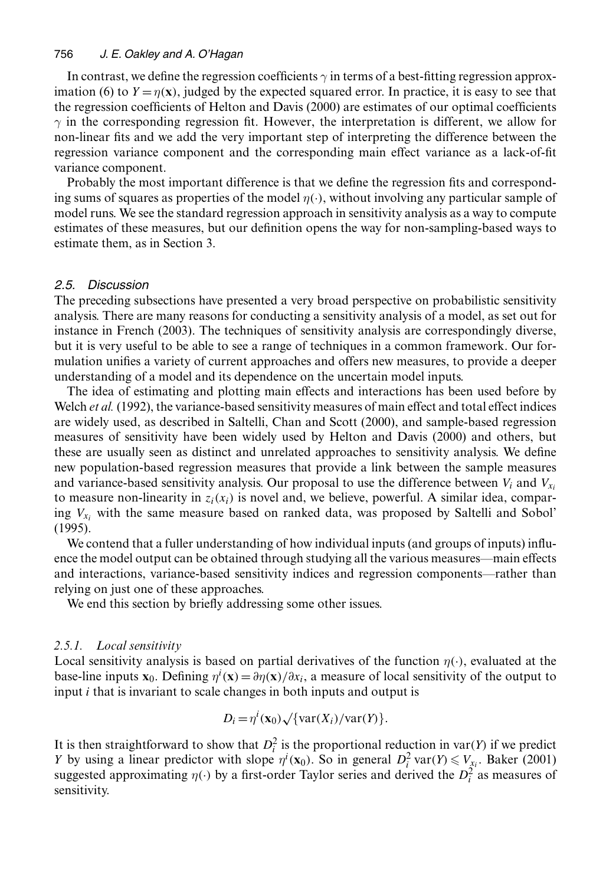In contrast, we define the regression coefficients $\gamma$ in terms of a best-fitting regression approximation (6) to $Y = \eta(\mathbf{x})$, judged by the expected squared error. In practice, it is easy to see that the regression coefficients of Helton and Davis (2000) are estimates of our optimal coefficients $\gamma$ in the corresponding regression fit. However, the interpretation is different, we allow for non-linear fits and we add the very important step of interpreting the difference between the regression variance component and the corresponding main effect variance as a lack-of-fit variance component.

Probably the most important difference is that we define the regression fits and corresponding sums of squares as properties of the model $\eta(\cdot)$, without involving any particular sample of model runs. We see the standard regression approach in sensitivity analysis as a way to compute estimates of these measures, but our definition opens the way for non-sampling-based ways to estimate them, as in Section 3.

### 2.5. Discussion

The preceding subsections have presented a very broad perspective on probabilistic sensitivity analysis. There are many reasons for conducting a sensitivity analysis of a model, as set out for instance in French (2003). The techniques of sensitivity analysis are correspondingly diverse, but it is very useful to be able to see a range of techniques in a common framework. Our formulation unifies a variety of current approaches and offers new measures, to provide a deeper understanding of a model and its dependence on the uncertain model inputs.

The idea of estimating and plotting main effects and interactions has been used before by Welch *et al.* (1992), the variance-based sensitivity measures of main effect and total effect indices are widely used, as described in Saltelli, Chan and Scott (2000), and sample-based regression measures of sensitivity have been widely used by Helton and Davis (2000) and others, but these are usually seen as distinct and unrelated approaches to sensitivity analysis. We define new population-based regression measures that provide a link between the sample measures and variance-based sensitivity analysis. Our proposal to use the difference between $V_i$ and $V_{x_i}$ to measure non-linearity in $z_i(x_i)$ is novel and, we believe, powerful. A similar idea, comparing $V_{x_i}$ with the same measure based on ranked data, was proposed by Saltelli and Sobol' (1995).

We contend that a fuller understanding of how individual inputs (and groups of inputs) influence the model output can be obtained through studying all the various measures—main effects and interactions, variance-based sensitivity indices and regression components—rather than relying on just one of these approaches.

We end this section by briefly addressing some other issues.

#### 2.5.1. Local sensitivity

Local sensitivity analysis is based on partial derivatives of the function $\eta(\cdot)$, evaluated at the base-line inputs $\mathbf{x}_0$. Defining $\eta^i(\mathbf{x}) = \partial\eta(\mathbf{x})/\partial x_i$, a measure of local sensitivity of the output to input $i$ that is invariant to scale changes in both inputs and output is

$$D_i = \eta^i(\mathbf{x}_0)\sqrt{\{\mathrm{var}(X_i)/\mathrm{var}(Y)\}}.$$

It is then straightforward to show that $D_i^2$ is the proportional reduction in $\mathrm{var}(Y)$ if we predict $Y$ by using a linear predictor with slope $\eta^i(\mathbf{x}_0)$. So in general $D_i^2\,\mathrm{var}(Y) \leqslant V_{x_i}$. Baker (2001) suggested approximating $\eta(\cdot)$ by a first-order Taylor series and derived the $D_i^2$ as measures of sensitivity.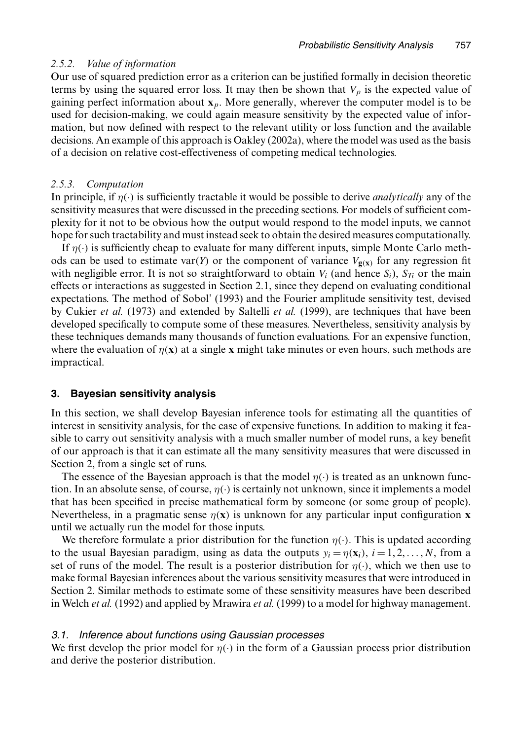#### 2.5.2. *Value of information*

Our use of squared prediction error as a criterion can be justified formally in decision theoretic terms by using the squared error loss. It may then be shown that $V_p$ is the expected value of gaining perfect information about $\mathbf{x}_p$. More generally, wherever the computer model is to be used for decision-making, we could again measure sensitivity by the expected value of information, but now defined with respect to the relevant utility or loss function and the available decisions. An example of this approach is Oakley (2002a), where the model was used as the basis of a decision on relative cost-effectiveness of competing medical technologies.

#### 2.5.3. *Computation*

In principle, if $\eta(\cdot)$ is sufficiently tractable it would be possible to derive *analytically* any of the sensitivity measures that were discussed in the preceding sections. For models of sufficient complexity for it not to be obvious how the output would respond to the model inputs, we cannot hope for such tractability and must instead seek to obtain the desired measures computationally.

If $\eta(\cdot)$ is sufficiently cheap to evaluate for many different inputs, simple Monte Carlo methods can be used to estimate $\text{var}(Y)$ or the component of variance $V_{\mathbf{g}(\mathbf{x})}$ for any regression fit with negligible error. It is not so straightforward to obtain $V_i$ (and hence $S_i$), $S_{Ti}$ or the main effects or interactions as suggested in Section 2.1, since they depend on evaluating conditional expectations. The method of Sobol' (1993) and the Fourier amplitude sensitivity test, devised by Cukier *et al.* (1973) and extended by Saltelli *et al.* (1999), are techniques that have been developed specifically to compute some of these measures. Nevertheless, sensitivity analysis by these techniques demands many thousands of function evaluations. For an expensive function, where the evaluation of $\eta(\mathbf{x})$ at a single $\mathbf{x}$ might take minutes or even hours, such methods are impractical.

## 3. Bayesian sensitivity analysis

In this section, we shall develop Bayesian inference tools for estimating all the quantities of interest in sensitivity analysis, for the case of expensive functions. In addition to making it feasible to carry out sensitivity analysis with a much smaller number of model runs, a key benefit of our approach is that it can estimate all the many sensitivity measures that were discussed in Section 2, from a single set of runs.

The essence of the Bayesian approach is that the model $\eta(\cdot)$ is treated as an unknown function. In an absolute sense, of course, $\eta(\cdot)$ is certainly not unknown, since it implements a model that has been specified in precise mathematical form by someone (or some group of people). Nevertheless, in a pragmatic sense $\eta(\mathbf{x})$ is unknown for any particular input configuration $\mathbf{x}$ until we actually run the model for those inputs.

We therefore formulate a prior distribution for the function $\eta(\cdot)$. This is updated according to the usual Bayesian paradigm, using as data the outputs $y_i = \eta(\mathbf{x}_i)$, $i = 1, 2, \ldots, N$, from a set of runs of the model. The result is a posterior distribution for $\eta(\cdot)$, which we then use to make formal Bayesian inferences about the various sensitivity measures that were introduced in Section 2. Similar methods to estimate some of these sensitivity measures have been described in Welch *et al.* (1992) and applied by Mrawira *et al.* (1999) to a model for highway management.

### 3.1. *Inference about functions using Gaussian processes*

We first develop the prior model for $\eta(\cdot)$ in the form of a Gaussian process prior distribution and derive the posterior distribution.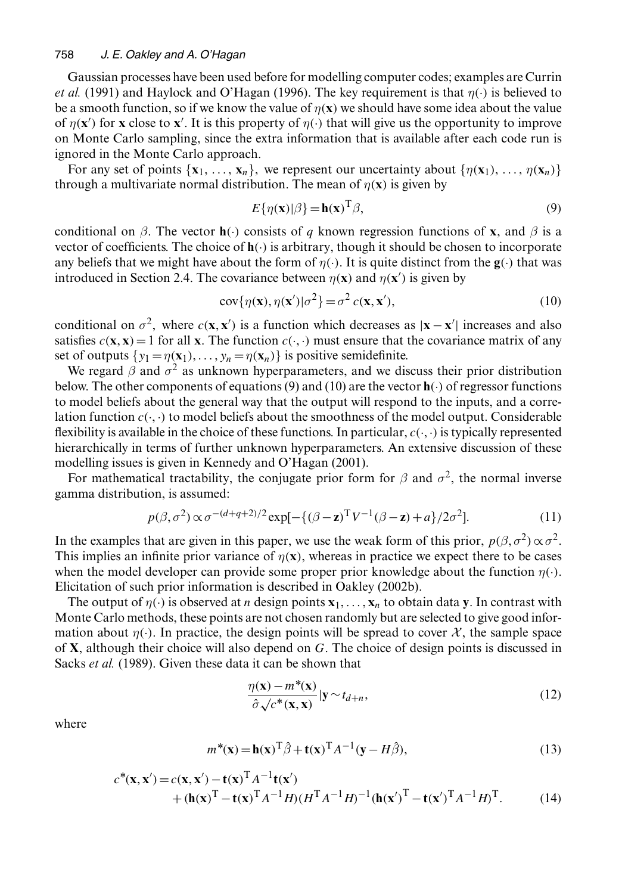Gaussian processes have been used before for modelling computer codes; examples are Currin *et al.* (1991) and Haylock and O'Hagan (1996). The key requirement is that $\eta(\cdot)$ is believed to be a smooth function, so if we know the value of $\eta(\mathbf{x})$ we should have some idea about the value of $\eta(\mathbf{x}')$ for $\mathbf{x}$ close to $\mathbf{x}'$. It is this property of $\eta(\cdot)$ that will give us the opportunity to improve on Monte Carlo sampling, since the extra information that is available after each code run is ignored in the Monte Carlo approach.

For any set of points $\{\mathbf{x}_1, \ldots, \mathbf{x}_n\}$, we represent our uncertainty about $\{\eta(\mathbf{x}_1), \ldots, \eta(\mathbf{x}_n)\}$ through a multivariate normal distribution. The mean of $\eta(\mathbf{x})$ is given by

$$E\{\eta(\mathbf{x})|\beta\} = \mathbf{h}(\mathbf{x})^{\mathrm{T}}\beta, \tag{9}$$

conditional on $\beta$. The vector $\mathbf{h}(\cdot)$ consists of $q$ known regression functions of $\mathbf{x}$, and $\beta$ is a vector of coefficients. The choice of $\mathbf{h}(\cdot)$ is arbitrary, though it should be chosen to incorporate any beliefs that we might have about the form of $\eta(\cdot)$. It is quite distinct from the $\mathbf{g}(\cdot)$ that was introduced in Section 2.4. The covariance between $\eta(\mathbf{x})$ and $\eta(\mathbf{x}')$ is given by

$$\mathrm{cov}\{\eta(\mathbf{x}), \eta(\mathbf{x}')|\sigma^2\} = \sigma^2\, c(\mathbf{x}, \mathbf{x}'), \tag{10}$$

conditional on $\sigma^2$, where $c(\mathbf{x}, \mathbf{x}')$ is a function which decreases as $|\mathbf{x} - \mathbf{x}'|$ increases and also satisfies $c(\mathbf{x}, \mathbf{x}) = 1$ for all $\mathbf{x}$. The function $c(\cdot, \cdot)$ must ensure that the covariance matrix of any set of outputs $\{y_1 = \eta(\mathbf{x}_1), \ldots, y_n = \eta(\mathbf{x}_n)\}$ is positive semidefinite.

We regard $\beta$ and $\sigma^2$ as unknown hyperparameters, and we discuss their prior distribution below. The other components of equations (9) and (10) are the vector $\mathbf{h}(\cdot)$ of regressor functions to model beliefs about the general way that the output will respond to the inputs, and a correlation function $c(\cdot, \cdot)$ to model beliefs about the smoothness of the model output. Considerable flexibility is available in the choice of these functions. In particular, $c(\cdot, \cdot)$ is typically represented hierarchically in terms of further unknown hyperparameters. An extensive discussion of these modelling issues is given in Kennedy and O'Hagan (2001).

For mathematical tractability, the conjugate prior form for $\beta$ and $\sigma^2$, the normal inverse gamma distribution, is assumed:

$$p(\beta, \sigma^2) \propto \sigma^{-(d+q+2)/2} \exp[-\{(\beta - \mathbf{z})^{\mathrm{T}} V^{-1}(\beta - \mathbf{z}) + a\}/2\sigma^2]. \tag{11}$$

In the examples that are given in this paper, we use the weak form of this prior, $p(\beta, \sigma^2) \propto \sigma^2$. This implies an infinite prior variance of $\eta(\mathbf{x})$, whereas in practice we expect there to be cases when the model developer can provide some proper prior knowledge about the function $\eta(\cdot)$. Elicitation of such prior information is described in Oakley (2002b).

The output of $\eta(\cdot)$ is observed at $n$ design points $\mathbf{x}_1, \ldots, \mathbf{x}_n$ to obtain data $\mathbf{y}$. In contrast with Monte Carlo methods, these points are not chosen randomly but are selected to give good information about $\eta(\cdot)$. In practice, the design points will be spread to cover $\mathcal{X}$, the sample space of $\mathbf{X}$, although their choice will also depend on $G$. The choice of design points is discussed in Sacks *et al.* (1989). Given these data it can be shown that

$$\frac{\eta(\mathbf{x}) - m^*(\mathbf{x})}{\hat{\sigma}\sqrt{c^*(\mathbf{x}, \mathbf{x})}} |\mathbf{y} \sim t_{d+n}, \tag{12}$$

where

$$m^*(\mathbf{x}) = \mathbf{h}(\mathbf{x})^{\mathrm{T}}\hat{\beta} + \mathbf{t}(\mathbf{x})^{\mathrm{T}} A^{-1}(\mathbf{y} - H\hat{\beta}), \tag{13}$$

$$\begin{aligned} c^*(\mathbf{x}, \mathbf{x}') = {} & c(\mathbf{x}, \mathbf{x}') - \mathbf{t}(\mathbf{x})^{\mathrm{T}} A^{-1} \mathbf{t}(\mathbf{x}') \\ & + (\mathbf{h}(\mathbf{x})^{\mathrm{T}} - \mathbf{t}(\mathbf{x})^{\mathrm{T}} A^{-1} H)(H^{\mathrm{T}} A^{-1} H)^{-1} (\mathbf{h}(\mathbf{x}')^{\mathrm{T}} - \mathbf{t}(\mathbf{x}')^{\mathrm{T}} A^{-1} H)^{\mathrm{T}}. \end{aligned} \tag{14}$$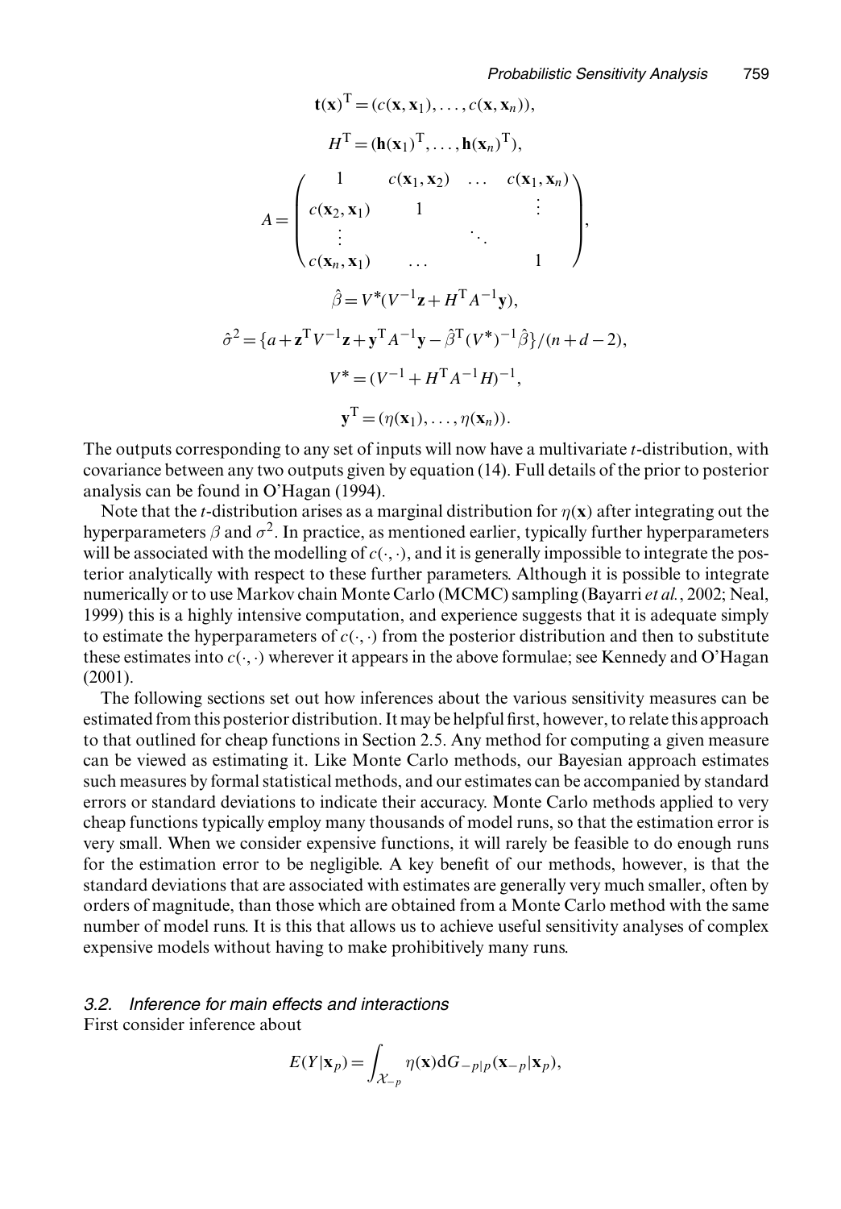$$\mathbf{t}(\mathbf{x})^{\mathrm{T}} = (c(\mathbf{x}, \mathbf{x}_1), \ldots, c(\mathbf{x}, \mathbf{x}_n)),$$

$$H^{\mathrm{T}} = (\mathbf{h}(\mathbf{x}_1)^{\mathrm{T}}, \ldots, \mathbf{h}(\mathbf{x}_n)^{\mathrm{T}}),$$

$$A = \begin{pmatrix} 1 & c(\mathbf{x}_1, \mathbf{x}_2) & \ldots & c(\mathbf{x}_1, \mathbf{x}_n) \\ c(\mathbf{x}_2, \mathbf{x}_1) & 1 & & \vdots \\ \vdots & & \ddots & \\ c(\mathbf{x}_n, \mathbf{x}_1) & \ldots & & 1 \end{pmatrix},$$

$$\hat{\beta} = V^*(V^{-1}\mathbf{z} + H^{\mathrm{T}} A^{-1} \mathbf{y}),$$

$$\hat{\sigma}^2 = \{a + \mathbf{z}^{\mathrm{T}} V^{-1} \mathbf{z} + \mathbf{y}^{\mathrm{T}} A^{-1} \mathbf{y} - \hat{\beta}^{\mathrm{T}} (V^*)^{-1} \hat{\beta}\}/(n + d - 2),$$

$$V^* = (V^{-1} + H^{\mathrm{T}} A^{-1} H)^{-1},$$

$$\mathbf{y}^{\mathrm{T}} = (\eta(\mathbf{x}_1), \ldots, \eta(\mathbf{x}_n)).$$

The outputs corresponding to any set of inputs will now have a multivariate $t$-distribution, with covariance between any two outputs given by equation (14). Full details of the prior to posterior analysis can be found in O'Hagan (1994).

Note that the $t$-distribution arises as a marginal distribution for $\eta(\mathbf{x})$ after integrating out the hyperparameters $\beta$ and $\sigma^2$. In practice, as mentioned earlier, typically further hyperparameters will be associated with the modelling of $c(\cdot, \cdot)$, and it is generally impossible to integrate the posterior analytically with respect to these further parameters. Although it is possible to integrate numerically or to use Markov chain Monte Carlo (MCMC) sampling (Bayarri *et al.*, 2002; Neal, 1999) this is a highly intensive computation, and experience suggests that it is adequate simply to estimate the hyperparameters of $c(\cdot, \cdot)$ from the posterior distribution and then to substitute these estimates into $c(\cdot, \cdot)$ wherever it appears in the above formulae; see Kennedy and O'Hagan (2001).

The following sections set out how inferences about the various sensitivity measures can be estimated from this posterior distribution. It may be helpful first, however, to relate this approach to that outlined for cheap functions in Section 2.5. Any method for computing a given measure can be viewed as estimating it. Like Monte Carlo methods, our Bayesian approach estimates such measures by formal statistical methods, and our estimates can be accompanied by standard errors or standard deviations to indicate their accuracy. Monte Carlo methods applied to very cheap functions typically employ many thousands of model runs, so that the estimation error is very small. When we consider expensive functions, it will rarely be feasible to do enough runs for the estimation error to be negligible. A key benefit of our methods, however, is that the standard deviations that are associated with estimates are generally very much smaller, often by orders of magnitude, than those which are obtained from a Monte Carlo method with the same number of model runs. It is this that allows us to achieve useful sensitivity analyses of complex expensive models without having to make prohibitively many runs.

### 3.2. *Inference for main effects and interactions*

First consider inference about

$$E(Y|\mathbf{x}_p) = \int_{\mathcal{X}_{-p}} \eta(\mathbf{x}) \mathrm{d}G_{-p|p}(\mathbf{x}_{-p}|\mathbf{x}_p),$$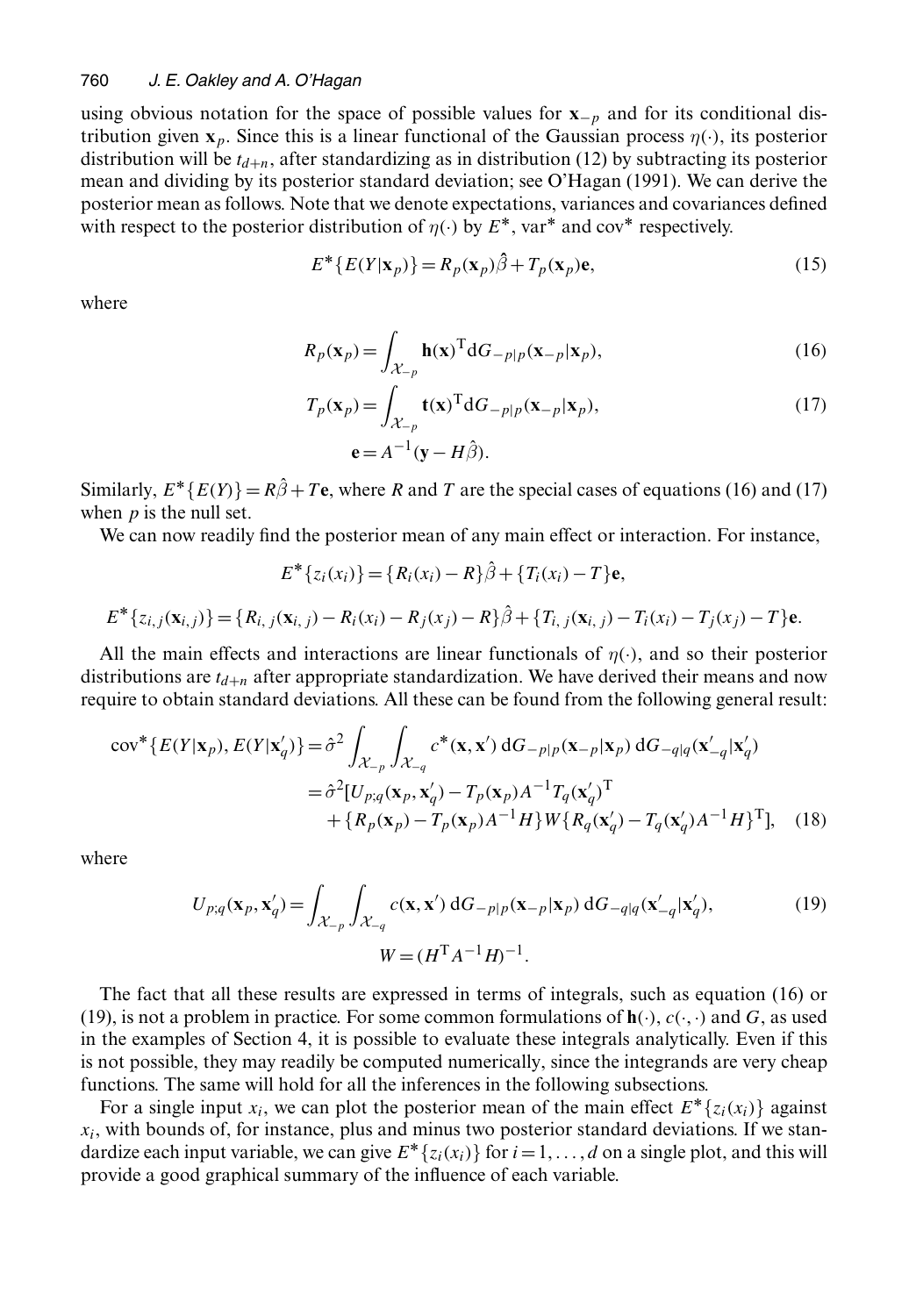using obvious notation for the space of possible values for $\mathbf{x}_{-p}$ and for its conditional distribution given $\mathbf{x}_p$. Since this is a linear functional of the Gaussian process $\eta(\cdot)$, its posterior distribution will be $t_{d+n}$, after standardizing as in distribution (12) by subtracting its posterior mean and dividing by its posterior standard deviation; see O'Hagan (1991). We can derive the posterior mean as follows. Note that we denote expectations, variances and covariances defined with respect to the posterior distribution of $\eta(\cdot)$ by $E^*$, var$^*$ and cov$^*$ respectively.

$$E^*\{E(Y|\mathbf{x}_p)\} = R_p(\mathbf{x}_p)\hat{\beta} + T_p(\mathbf{x}_p)\mathbf{e}, \tag{15}$$

where

$$R_p(\mathbf{x}_p) = \int_{\mathcal{X}_{-p}} \mathbf{h}(\mathbf{x})^{\mathrm{T}} \mathrm{d}G_{-p|p}(\mathbf{x}_{-p}|\mathbf{x}_p), \tag{16}$$

$$T_p(\mathbf{x}_p) = \int_{\mathcal{X}_{-p}} \mathbf{t}(\mathbf{x})^{\mathrm{T}} \mathrm{d}G_{-p|p}(\mathbf{x}_{-p}|\mathbf{x}_p), \tag{17}$$

$$\mathbf{e} = A^{-1}(\mathbf{y} - H\hat{\beta}).$$

Similarly, $E^*\{E(Y)\} = R\hat{\beta} + T\mathbf{e}$, where $R$ and $T$ are the special cases of equations (16) and (17) when $p$ is the null set.

We can now readily find the posterior mean of any main effect or interaction. For instance,

$$E^*\{z_i(x_i)\} = \{R_i(x_i) - R\}\hat{\beta} + \{T_i(x_i) - T\}\mathbf{e},$$

$$E^*\{z_{i,j}(\mathbf{x}_{i,j})\} = \{R_{i,j}(\mathbf{x}_{i,j}) - R_i(x_i) - R_j(x_j) - R\}\hat{\beta} + \{T_{i,j}(\mathbf{x}_{i,j}) - T_i(x_i) - T_j(x_j) - T\}\mathbf{e}.$$

All the main effects and interactions are linear functionals of $\eta(\cdot)$, and so their posterior distributions are $t_{d+n}$ after appropriate standardization. We have derived their means and now require to obtain standard deviations. All these can be found from the following general result:

$$\begin{aligned}
\mathrm{cov}^*\{E(Y|\mathbf{x}_p), E(Y|\mathbf{x}'_q)\} &= \hat{\sigma}^2 \int_{\mathcal{X}_{-p}} \int_{\mathcal{X}_{-q}} c^*(\mathbf{x}, \mathbf{x}')\, \mathrm{d}G_{-p|p}(\mathbf{x}_{-p}|\mathbf{x}_p)\, \mathrm{d}G_{-q|q}(\mathbf{x}'_{-q}|\mathbf{x}'_q) \\
&= \hat{\sigma}^2 [U_{p;q}(\mathbf{x}_p, \mathbf{x}'_q) - T_p(\mathbf{x}_p) A^{-1} T_q(\mathbf{x}'_q)^{\mathrm{T}} \\
&\quad + \{R_p(\mathbf{x}_p) - T_p(\mathbf{x}_p) A^{-1} H\} W \{R_q(\mathbf{x}'_q) - T_q(\mathbf{x}'_q) A^{-1} H\}^{\mathrm{T}}],
\end{aligned} \tag{18}$$

where

$$U_{p;q}(\mathbf{x}_p, \mathbf{x}'_q) = \int_{\mathcal{X}_{-p}} \int_{\mathcal{X}_{-q}} c(\mathbf{x}, \mathbf{x}')\, \mathrm{d}G_{-p|p}(\mathbf{x}_{-p}|\mathbf{x}_p)\, \mathrm{d}G_{-q|q}(\mathbf{x}'_{-q}|\mathbf{x}'_q), \tag{19}$$

$$W = (H^{\mathrm{T}} A^{-1} H)^{-1}.$$

The fact that all these results are expressed in terms of integrals, such as equation (16) or (19), is not a problem in practice. For some common formulations of $\mathbf{h}(\cdot)$, $c(\cdot,\cdot)$ and $G$, as used in the examples of Section 4, it is possible to evaluate these integrals analytically. Even if this is not possible, they may readily be computed numerically, since the integrands are very cheap functions. The same will hold for all the inferences in the following subsections.

For a single input $x_i$, we can plot the posterior mean of the main effect $E^*\{z_i(x_i)\}$ against $x_i$, with bounds of, for instance, plus and minus two posterior standard deviations. If we standardize each input variable, we can give $E^*\{z_i(x_i)\}$ for $i = 1, \ldots, d$ on a single plot, and this will provide a good graphical summary of the influence of each variable.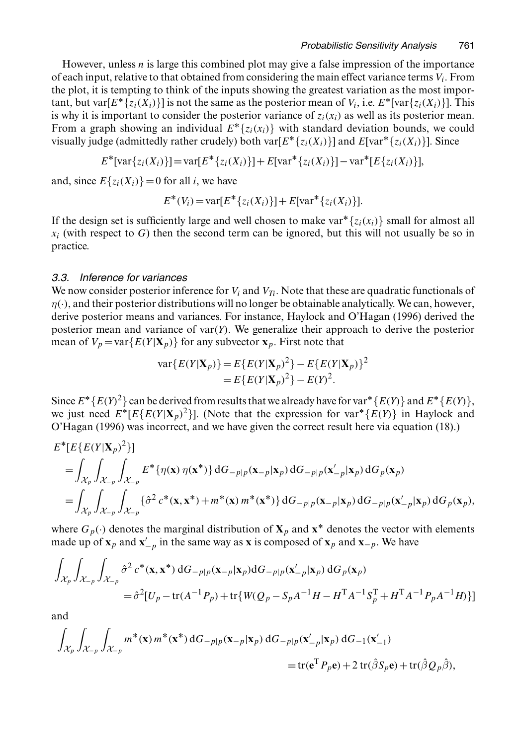However, unless $n$ is large this combined plot may give a false impression of the importance of each input, relative to that obtained from considering the main effect variance terms $V_i$. From the plot, it is tempting to think of the inputs showing the greatest variation as the most important, but $\text{var}[E^*\{z_i(X_i)\}]$ is not the same as the posterior mean of $V_i$, i.e. $E^*[\text{var}\{z_i(X_i)\}]$. This is why it is important to consider the posterior variance of $z_i(x_i)$ as well as its posterior mean. From a graph showing an individual $E^*\{z_i(x_i)\}$ with standard deviation bounds, we could visually judge (admittedly rather crudely) both $\text{var}[E^*\{z_i(X_i)\}]$ and $E[\text{var}^*\{z_i(X_i)\}]$. Since

$$E^*[\text{var}\{z_i(X_i)\}] = \text{var}[E^*\{z_i(X_i)\}] + E[\text{var}^*\{z_i(X_i)\}] - \text{var}^*[E\{z_i(X_i)\}],$$

and, since $E\{z_i(X_i)\} = 0$ for all $i$, we have

$$E^*(V_i) = \text{var}[E^*\{z_i(X_i)\}] + E[\text{var}^*\{z_i(X_i)\}].$$

If the design set is sufficiently large and well chosen to make $\text{var}^*\{z_i(x_i)\}$ small for almost all $x_i$ (with respect to $G$) then the second term can be ignored, but this will not usually be so in practice.

### 3.3. Inference for variances

We now consider posterior inference for $V_i$ and $V_{Ti}$. Note that these are quadratic functionals of $\eta(\cdot)$, and their posterior distributions will no longer be obtainable analytically. We can, however, derive posterior means and variances. For instance, Haylock and O'Hagan (1996) derived the posterior mean and variance of $\text{var}(Y)$. We generalize their approach to derive the posterior mean of $V_p = \text{var}\{E(Y|\mathbf{X}_p)\}$ for any subvector $\mathbf{x}_p$. First note that

$$\begin{aligned}
\text{var}\{E(Y|\mathbf{X}_p)\} &= E\{E(Y|\mathbf{X}_p)^2\} - E\{E(Y|\mathbf{X}_p)\}^2 \\
&= E\{E(Y|\mathbf{X}_p)^2\} - E(Y)^2.
\end{aligned}$$

Since $E^*\{E(Y)^2\}$ can be derived from results that we already have for $\text{var}^*\{E(Y)\}$ and $E^*\{E(Y)\}$, we just need $E^*[E\{E(Y|\mathbf{X}_p)^2\}]$. (Note that the expression for $\text{var}^*\{E(Y)\}$ in Haylock and O'Hagan (1996) was incorrect, and we have given the correct result here via equation (18).)

$$\begin{aligned}
&E^*[E\{E(Y|\mathbf{X}_p)^2\}] \\
&= \int_{\mathcal{X}_p}\int_{\mathcal{X}_{-p}}\int_{\mathcal{X}_{-p}} E^*\{\eta(\mathbf{x})\,\eta(\mathbf{x}^*)\}\,\mathrm{d}G_{-p|p}(\mathbf{x}_{-p}|\mathbf{x}_p)\,\mathrm{d}G_{-p|p}(\mathbf{x}'_{-p}|\mathbf{x}_p)\,\mathrm{d}G_p(\mathbf{x}_p) \\
&= \int_{\mathcal{X}_p}\int_{\mathcal{X}_{-p}}\int_{\mathcal{X}_{-p}} \{\hat{\sigma}^2\,c^*(\mathbf{x},\mathbf{x}^*) + m^*(\mathbf{x})\,m^*(\mathbf{x}^*)\}\,\mathrm{d}G_{-p|p}(\mathbf{x}_{-p}|\mathbf{x}_p)\,\mathrm{d}G_{-p|p}(\mathbf{x}'_{-p}|\mathbf{x}_p)\,\mathrm{d}G_p(\mathbf{x}_p),
\end{aligned}$$

where $G_p(\cdot)$ denotes the marginal distribution of $\mathbf{X}_p$ and $\mathbf{x}^*$ denotes the vector with elements made up of $\mathbf{x}_p$ and $\mathbf{x}'_{-p}$ in the same way as $\mathbf{x}$ is composed of $\mathbf{x}_p$ and $\mathbf{x}_{-p}$. We have

$$\begin{aligned}
\int_{\mathcal{X}_p}\int_{\mathcal{X}_{-p}}\int_{\mathcal{X}_{-p}} &\hat{\sigma}^2\,c^*(\mathbf{x},\mathbf{x}^*)\,\mathrm{d}G_{-p|p}(\mathbf{x}_{-p}|\mathbf{x}_p)\mathrm{d}G_{-p|p}(\mathbf{x}'_{-p}|\mathbf{x}_p)\,\mathrm{d}G_p(\mathbf{x}_p) \\
&= \hat{\sigma}^2[U_p - \text{tr}(A^{-1}P_p) + \text{tr}\{W(Q_p - S_pA^{-1}H - H^{\mathrm{T}}A^{-1}S_p^{\mathrm{T}} + H^{\mathrm{T}}A^{-1}P_pA^{-1}H)\}]
\end{aligned}$$

and

$$\begin{aligned}
\int_{\mathcal{X}_p}\int_{\mathcal{X}_{-p}}\int_{\mathcal{X}_{-p}} &m^*(\mathbf{x})\,m^*(\mathbf{x}^*)\,\mathrm{d}G_{-p|p}(\mathbf{x}_{-p}|\mathbf{x}_p)\,\mathrm{d}G_{-p|p}(\mathbf{x}'_{-p}|\mathbf{x}_p)\,\mathrm{d}G_{-1}(\mathbf{x}'_{-1}) \\
&= \text{tr}(\mathbf{e}^{\mathrm{T}}P_p\mathbf{e}) + 2\,\text{tr}(\hat{\beta}S_p\mathbf{e}) + \text{tr}(\hat{\beta}Q_p\hat{\beta}),
\end{aligned}$$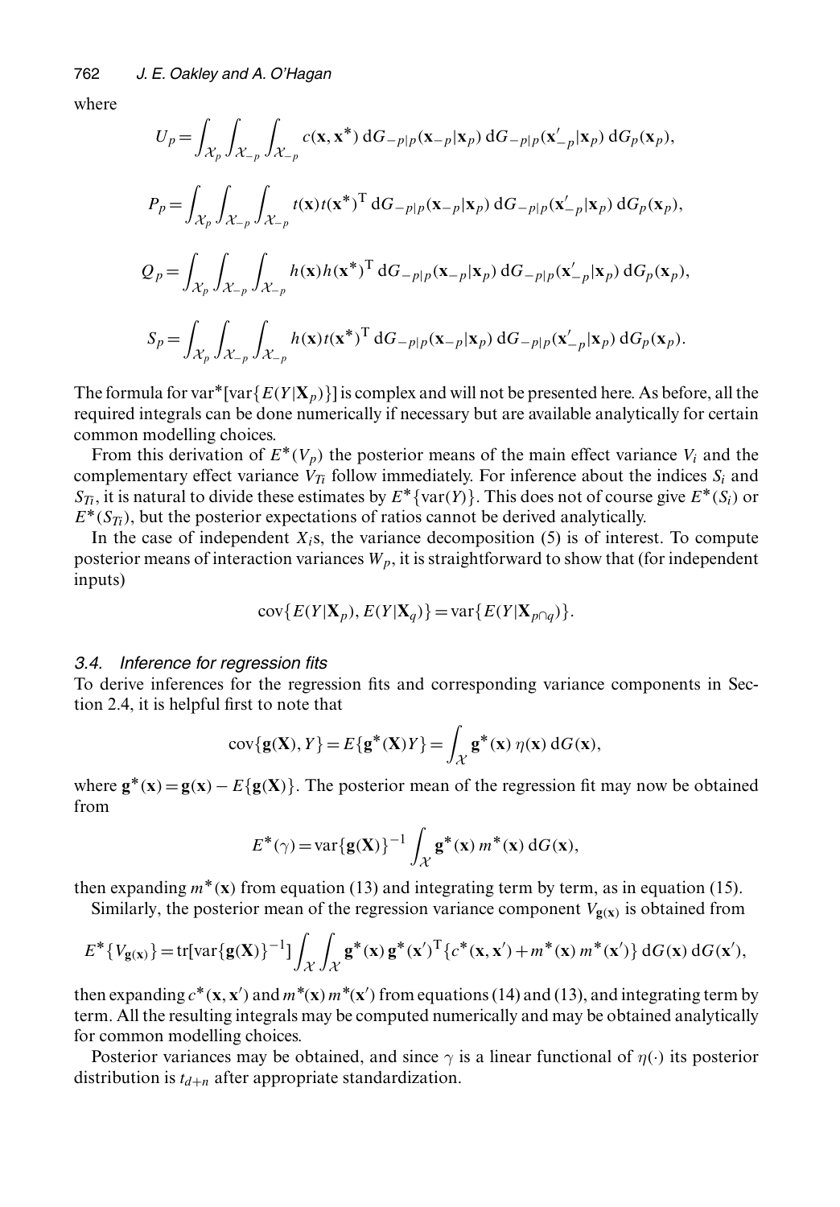where

$$U_p = \int_{\mathcal{X}_p} \int_{\mathcal{X}_{-p}} \int_{\mathcal{X}_{-p}} c(\mathbf{x}, \mathbf{x}^*) \, \mathrm{d}G_{-p|p}(\mathbf{x}_{-p}|\mathbf{x}_p) \, \mathrm{d}G_{-p|p}(\mathbf{x}'_{-p}|\mathbf{x}_p) \, \mathrm{d}G_p(\mathbf{x}_p),$$

$$P_p = \int_{\mathcal{X}_p} \int_{\mathcal{X}_{-p}} \int_{\mathcal{X}_{-p}} t(\mathbf{x}) t(\mathbf{x}^*)^{\mathrm{T}} \, \mathrm{d}G_{-p|p}(\mathbf{x}_{-p}|\mathbf{x}_p) \, \mathrm{d}G_{-p|p}(\mathbf{x}'_{-p}|\mathbf{x}_p) \, \mathrm{d}G_p(\mathbf{x}_p),$$

$$Q_p = \int_{\mathcal{X}_p} \int_{\mathcal{X}_{-p}} \int_{\mathcal{X}_{-p}} h(\mathbf{x}) h(\mathbf{x}^*)^{\mathrm{T}} \, \mathrm{d}G_{-p|p}(\mathbf{x}_{-p}|\mathbf{x}_p) \, \mathrm{d}G_{-p|p}(\mathbf{x}'_{-p}|\mathbf{x}_p) \, \mathrm{d}G_p(\mathbf{x}_p),$$

$$S_p = \int_{\mathcal{X}_p} \int_{\mathcal{X}_{-p}} \int_{\mathcal{X}_{-p}} h(\mathbf{x}) t(\mathbf{x}^*)^{\mathrm{T}} \, \mathrm{d}G_{-p|p}(\mathbf{x}_{-p}|\mathbf{x}_p) \, \mathrm{d}G_{-p|p}(\mathbf{x}'_{-p}|\mathbf{x}_p) \, \mathrm{d}G_p(\mathbf{x}_p).$$

The formula for $\mathrm{var}^*[\mathrm{var}\{E(Y|\mathbf{X}_p)\}]$ is complex and will not be presented here. As before, all the required integrals can be done numerically if necessary but are available analytically for certain common modelling choices.

From this derivation of $E^*(V_p)$ the posterior means of the main effect variance $V_i$ and the complementary effect variance $V_{Ti}$ follow immediately. For inference about the indices $S_i$ and $S_{Ti}$, it is natural to divide these estimates by $E^*\{\mathrm{var}(Y)\}$. This does not of course give $E^*(S_i)$ or $E^*(S_{Ti})$, but the posterior expectations of ratios cannot be derived analytically.

In the case of independent $X_i$s, the variance decomposition (5) is of interest. To compute posterior means of interaction variances $W_p$, it is straightforward to show that (for independent inputs)

$$\mathrm{cov}\{E(Y|\mathbf{X}_p), E(Y|\mathbf{X}_q)\} = \mathrm{var}\{E(Y|\mathbf{X}_{p \cap q})\}.$$

### 3.4. Inference for regression fits

To derive inferences for the regression fits and corresponding variance components in Section 2.4, it is helpful first to note that

$$\mathrm{cov}\{\mathbf{g}(\mathbf{X}), Y\} = E\{\mathbf{g}^*(\mathbf{X}) Y\} = \int_{\mathcal{X}} \mathbf{g}^*(\mathbf{x}) \, \eta(\mathbf{x}) \, \mathrm{d}G(\mathbf{x}),$$

where $\mathbf{g}^*(\mathbf{x}) = \mathbf{g}(\mathbf{x}) - E\{\mathbf{g}(\mathbf{X})\}$. The posterior mean of the regression fit may now be obtained from

$$E^*(\gamma) = \mathrm{var}\{\mathbf{g}(\mathbf{X})\}^{-1} \int_{\mathcal{X}} \mathbf{g}^*(\mathbf{x}) \, m^*(\mathbf{x}) \, \mathrm{d}G(\mathbf{x}),$$

then expanding $m^*(\mathbf{x})$ from equation (13) and integrating term by term, as in equation (15).

Similarly, the posterior mean of the regression variance component $V_{\mathbf{g}(\mathbf{x})}$ is obtained from

$$E^*\{V_{\mathbf{g}(\mathbf{x})}\} = \mathrm{tr}[\mathrm{var}\{\mathbf{g}(\mathbf{X})\}^{-1}] \int_{\mathcal{X}} \int_{\mathcal{X}} \mathbf{g}^*(\mathbf{x}) \, \mathbf{g}^*(\mathbf{x}')^{\mathrm{T}} \{c^*(\mathbf{x}, \mathbf{x}') + m^*(\mathbf{x}) \, m^*(\mathbf{x}')\} \, \mathrm{d}G(\mathbf{x}) \, \mathrm{d}G(\mathbf{x}'),$$

then expanding $c^*(\mathbf{x}, \mathbf{x}')$ and $m^*(\mathbf{x}) \, m^*(\mathbf{x}')$ from equations (14) and (13), and integrating term by term. All the resulting integrals may be computed numerically and may be obtained analytically for common modelling choices.

Posterior variances may be obtained, and since $\gamma$ is a linear functional of $\eta(\cdot)$ its posterior distribution is $t_{d+n}$ after appropriate standardization.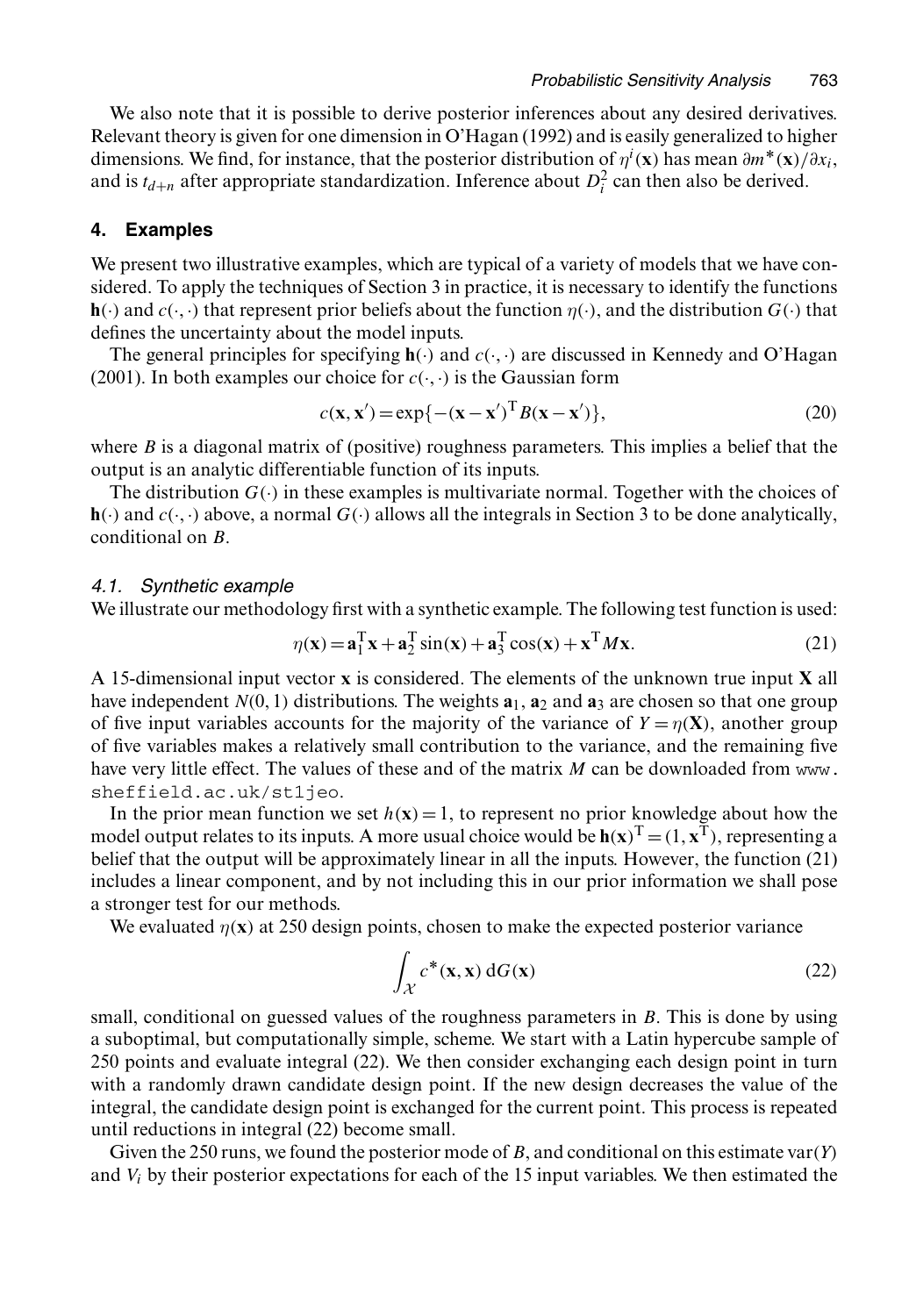We also note that it is possible to derive posterior inferences about any desired derivatives. Relevant theory is given for one dimension in O'Hagan (1992) and is easily generalized to higher dimensions. We find, for instance, that the posterior distribution of $\eta^i(\mathbf{x})$ has mean $\partial m^*(\mathbf{x})/\partial x_i$, and is $t_{d+n}$ after appropriate standardization. Inference about $D_i^2$ can then also be derived.

## 4. Examples

We present two illustrative examples, which are typical of a variety of models that we have considered. To apply the techniques of Section 3 in practice, it is necessary to identify the functions $\mathbf{h}(\cdot)$ and $c(\cdot,\cdot)$ that represent prior beliefs about the function $\eta(\cdot)$, and the distribution $G(\cdot)$ that defines the uncertainty about the model inputs.

The general principles for specifying $\mathbf{h}(\cdot)$ and $c(\cdot,\cdot)$ are discussed in Kennedy and O'Hagan (2001). In both examples our choice for $c(\cdot,\cdot)$ is the Gaussian form

$$c(\mathbf{x},\mathbf{x}') = \exp\{-(\mathbf{x}-\mathbf{x}')^{\mathrm{T}} B(\mathbf{x}-\mathbf{x}')\}, \tag{20}$$

where $B$ is a diagonal matrix of (positive) roughness parameters. This implies a belief that the output is an analytic differentiable function of its inputs.

The distribution $G(\cdot)$ in these examples is multivariate normal. Together with the choices of $\mathbf{h}(\cdot)$ and $c(\cdot,\cdot)$ above, a normal $G(\cdot)$ allows all the integrals in Section 3 to be done analytically, conditional on $B$.

### *4.1. Synthetic example*

We illustrate our methodology first with a synthetic example. The following test function is used:

$$\eta(\mathbf{x}) = \mathbf{a}_1^{\mathrm{T}}\mathbf{x} + \mathbf{a}_2^{\mathrm{T}}\sin(\mathbf{x}) + \mathbf{a}_3^{\mathrm{T}}\cos(\mathbf{x}) + \mathbf{x}^{\mathrm{T}} M\mathbf{x}. \tag{21}$$

A 15-dimensional input vector $\mathbf{x}$ is considered. The elements of the unknown true input $\mathbf{X}$ all have independent $N(0,1)$ distributions. The weights $\mathbf{a}_1$, $\mathbf{a}_2$ and $\mathbf{a}_3$ are chosen so that one group of five input variables accounts for the majority of the variance of $Y=\eta(\mathbf{X})$, another group of five variables makes a relatively small contribution to the variance, and the remaining five have very little effect. The values of these and of the matrix $M$ can be downloaded from www.sheffield.ac.uk/st1jeo.

In the prior mean function we set $h(\mathbf{x})=1$, to represent no prior knowledge about how the model output relates to its inputs. A more usual choice would be $\mathbf{h}(\mathbf{x})^{\mathrm{T}}=(1,\mathbf{x}^{\mathrm{T}})$, representing a belief that the output will be approximately linear in all the inputs. However, the function (21) includes a linear component, and by not including this in our prior information we shall pose a stronger test for our methods.

We evaluated $\eta(\mathbf{x})$ at 250 design points, chosen to make the expected posterior variance

$$\int_{\mathcal{X}} c^*(\mathbf{x},\mathbf{x})\,\mathrm{d}G(\mathbf{x}) \tag{22}$$

small, conditional on guessed values of the roughness parameters in $B$. This is done by using a suboptimal, but computationally simple, scheme. We start with a Latin hypercube sample of 250 points and evaluate integral (22). We then consider exchanging each design point in turn with a randomly drawn candidate design point. If the new design decreases the value of the integral, the candidate design point is exchanged for the current point. This process is repeated until reductions in integral (22) become small.

Given the 250 runs, we found the posterior mode of $B$, and conditional on this estimate $\mathrm{var}(Y)$ and $V_i$ by their posterior expectations for each of the 15 input variables. We then estimated the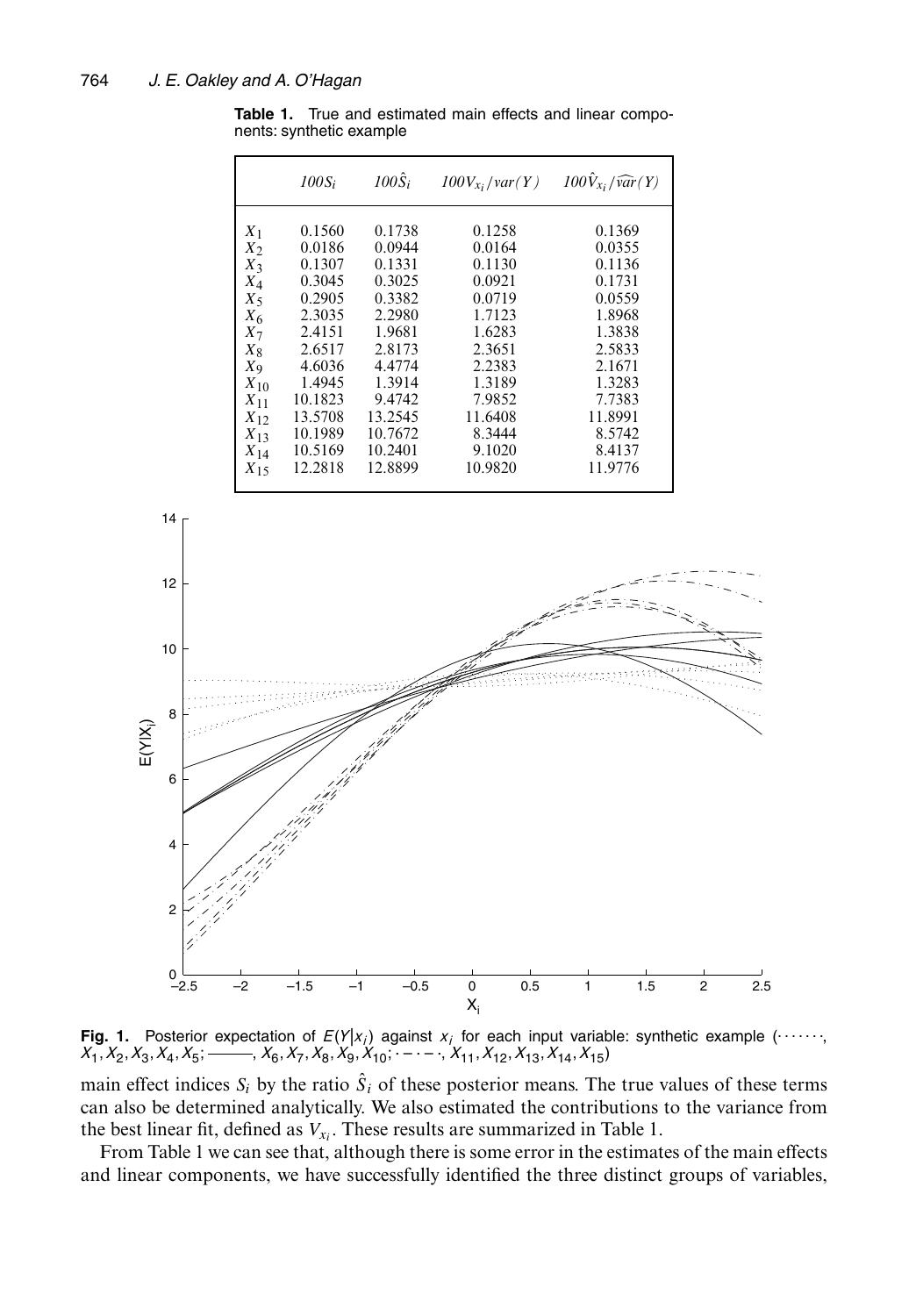**Table 1.** True and estimated main effects and linear components: synthetic example

| | $100S_i$ | $100\hat{S}_i$ | $100V_{x_i}/var(Y)$ | $100\hat{V}_{x_i}/\widehat{var}(Y)$ |
|---|---|---|---|---|
| $X_1$ | 0.1560 | 0.1738 | 0.1258 | 0.1369 |
| $X_2$ | 0.0186 | 0.0944 | 0.0164 | 0.0355 |
| $X_3$ | 0.1307 | 0.1331 | 0.1130 | 0.1136 |
| $X_4$ | 0.3045 | 0.3025 | 0.0921 | 0.1731 |
| $X_5$ | 0.2905 | 0.3382 | 0.0719 | 0.0559 |
| $X_6$ | 2.3035 | 2.2980 | 1.7123 | 1.8968 |
| $X_7$ | 2.4151 | 1.9681 | 1.6283 | 1.3838 |
| $X_8$ | 2.6517 | 2.8173 | 2.3651 | 2.5833 |
| $X_9$ | 4.6036 | 4.4774 | 2.2383 | 2.1671 |
| $X_{10}$ | 1.4945 | 1.3914 | 1.3189 | 1.3283 |
| $X_{11}$ | 10.1823 | 9.4742 | 7.9852 | 7.7383 |
| $X_{12}$ | 13.5708 | 13.2545 | 11.6408 | 11.8991 |
| $X_{13}$ | 10.1989 | 10.7672 | 8.3444 | 8.5742 |
| $X_{14}$ | 10.5169 | 10.2401 | 9.1020 | 8.4137 |
| $X_{15}$ | 12.2818 | 12.8899 | 10.9820 | 11.9776 |

**Fig. 1.** Posterior expectation of $E(Y|x_i)$ against $x_i$ for each input variable: synthetic example (· · · · · · ·, $X_1, X_2, X_3, X_4, X_5$; ———, $X_6, X_7, X_8, X_9, X_{10}$; $\cdot - \cdot -$ ·, $X_{11}, X_{12}, X_{13}, X_{14}, X_{15}$)

main effect indices $S_i$ by the ratio $\hat{S}_i$ of these posterior means. The true values of these terms can also be determined analytically. We also estimated the contributions to the variance from the best linear fit, defined as $V_{x_i}$. These results are summarized in Table 1.

From Table 1 we can see that, although there is some error in the estimates of the main effects and linear components, we have successfully identified the three distinct groups of variables,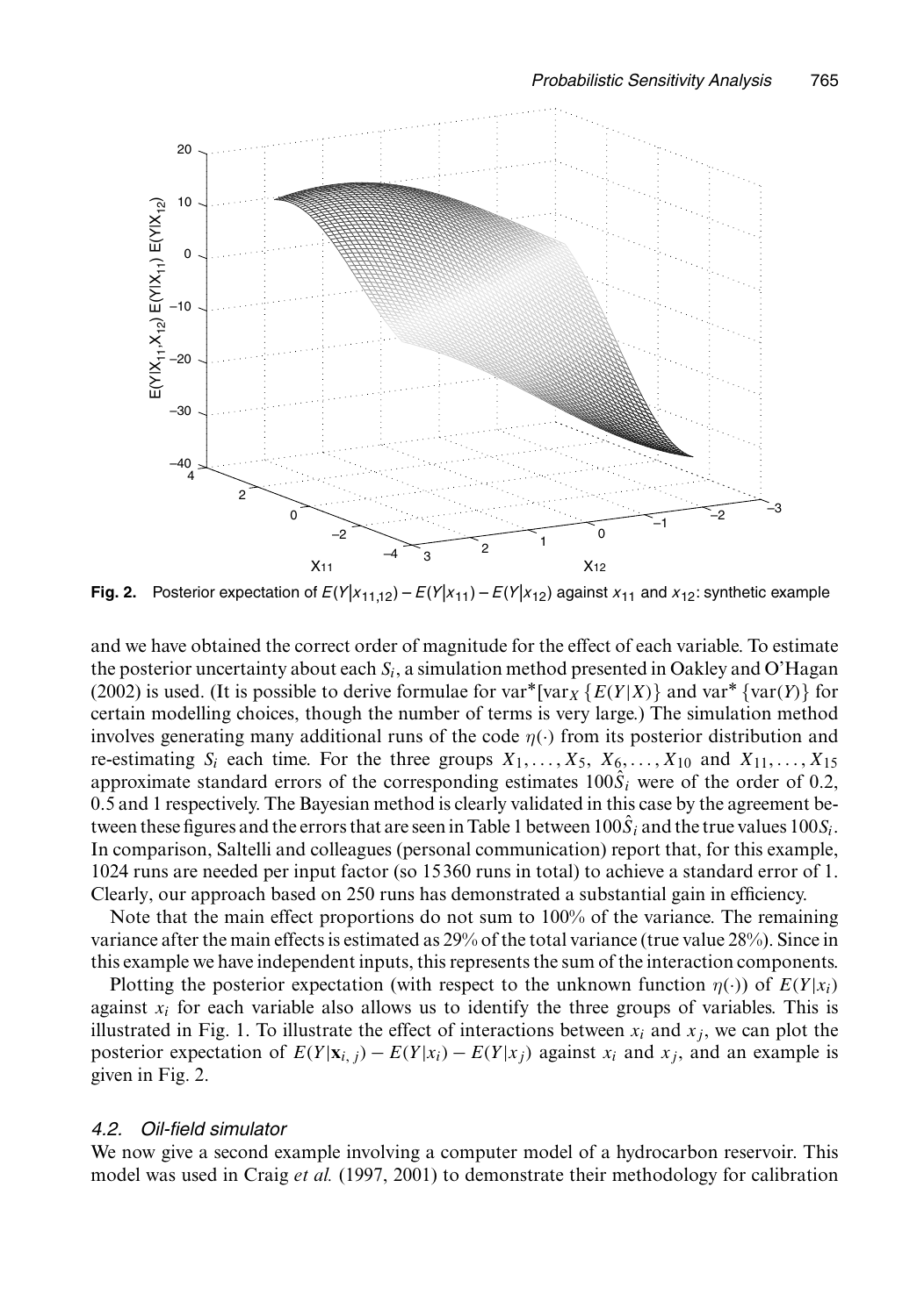**Fig. 2.** Posterior expectation of $E(Y|x_{11,12}) - E(Y|x_{11}) - E(Y|x_{12})$ against $x_{11}$ and $x_{12}$: synthetic example

and we have obtained the correct order of magnitude for the effect of each variable. To estimate the posterior uncertainty about each $S_i$, a simulation method presented in Oakley and O'Hagan (2002) is used. (It is possible to derive formulae for $\text{var}^*[\text{var}_X\{E(Y|X)\}$ and $\text{var}^*\{\text{var}(Y)\}$ for certain modelling choices, though the number of terms is very large.) The simulation method involves generating many additional runs of the code $\eta(\cdot)$ from its posterior distribution and re-estimating $S_i$ each time. For the three groups $X_1, \ldots, X_5$, $X_6, \ldots, X_{10}$ and $X_{11}, \ldots, X_{15}$ approximate standard errors of the corresponding estimates $100\hat{S}_i$ were of the order of 0.2, 0.5 and 1 respectively. The Bayesian method is clearly validated in this case by the agreement between these figures and the errors that are seen in Table 1 between $100\hat{S}_i$ and the true values $100S_i$. In comparison, Saltelli and colleagues (personal communication) report that, for this example, 1024 runs are needed per input factor (so 15360 runs in total) to achieve a standard error of 1. Clearly, our approach based on 250 runs has demonstrated a substantial gain in efficiency.

Note that the main effect proportions do not sum to 100% of the variance. The remaining variance after the main effects is estimated as 29% of the total variance (true value 28%). Since in this example we have independent inputs, this represents the sum of the interaction components.

Plotting the posterior expectation (with respect to the unknown function $\eta(\cdot)$) of $E(Y|x_i)$ against $x_i$ for each variable also allows us to identify the three groups of variables. This is illustrated in Fig. 1. To illustrate the effect of interactions between $x_i$ and $x_j$, we can plot the posterior expectation of $E(Y|\mathbf{x}_{i,j}) - E(Y|x_i) - E(Y|x_j)$ against $x_i$ and $x_j$, and an example is given in Fig. 2.

### 4.2. *Oil-field simulator*

We now give a second example involving a computer model of a hydrocarbon reservoir. This model was used in Craig *et al.* (1997, 2001) to demonstrate their methodology for calibration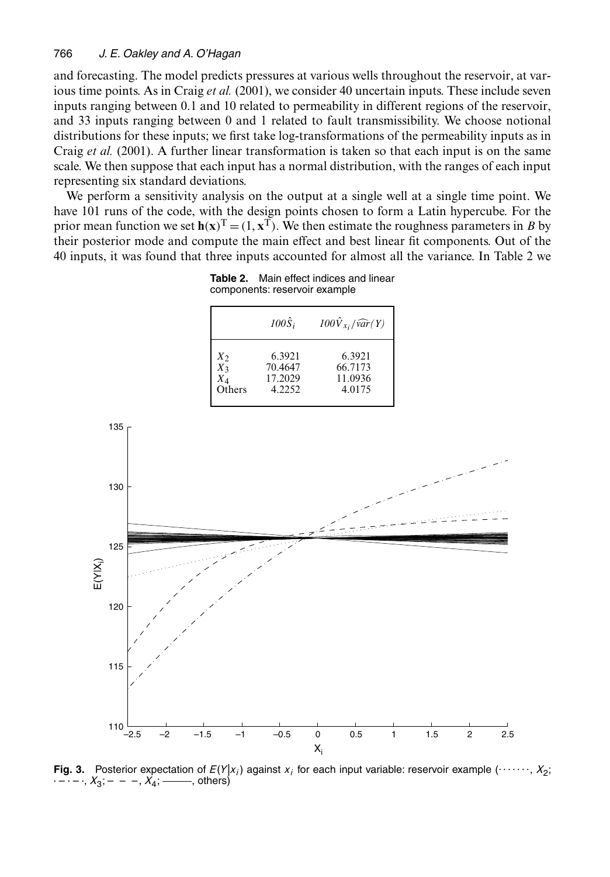and forecasting. The model predicts pressures at various wells throughout the reservoir, at various time points. As in Craig *et al.* (2001), we consider 40 uncertain inputs. These include seven inputs ranging between 0.1 and 10 related to permeability in different regions of the reservoir, and 33 inputs ranging between 0 and 1 related to fault transmissibility. We choose notional distributions for these inputs; we first take log-transformations of the permeability inputs as in Craig *et al.* (2001). A further linear transformation is taken so that each input is on the same scale. We then suppose that each input has a normal distribution, with the ranges of each input representing six standard deviations.

We perform a sensitivity analysis on the output at a single well at a single time point. We have 101 runs of the code, with the design points chosen to form a Latin hypercube. For the prior mean function we set $\mathbf{h}(\mathbf{x})^{\mathrm{T}} = (1, \mathbf{x}^{\mathrm{T}})$. We then estimate the roughness parameters in $B$ by their posterior mode and compute the main effect and best linear fit components. Out of the 40 inputs, it was found that three inputs accounted for almost all the variance. In Table 2 we

**Table 2.** Main effect indices and linear components: reservoir example

| | $100\hat{S}_i$ | $100\hat{V}_{x_i}/\widehat{var}(Y)$ |
|---|---|---|
| $X_2$ | 6.3921 | 6.3921 |
| $X_3$ | 70.4647 | 66.7173 |
| $X_4$ | 17.2029 | 11.0936 |
| Others | 4.2252 | 4.0175 |

**Fig. 3.** Posterior expectation of $E(Y|x_i)$ against $x_i$ for each input variable: reservoir example (········, $X_2$; $\cdot - \cdot - \cdot$, $X_3$; $- - -$, $X_4$; ———, others)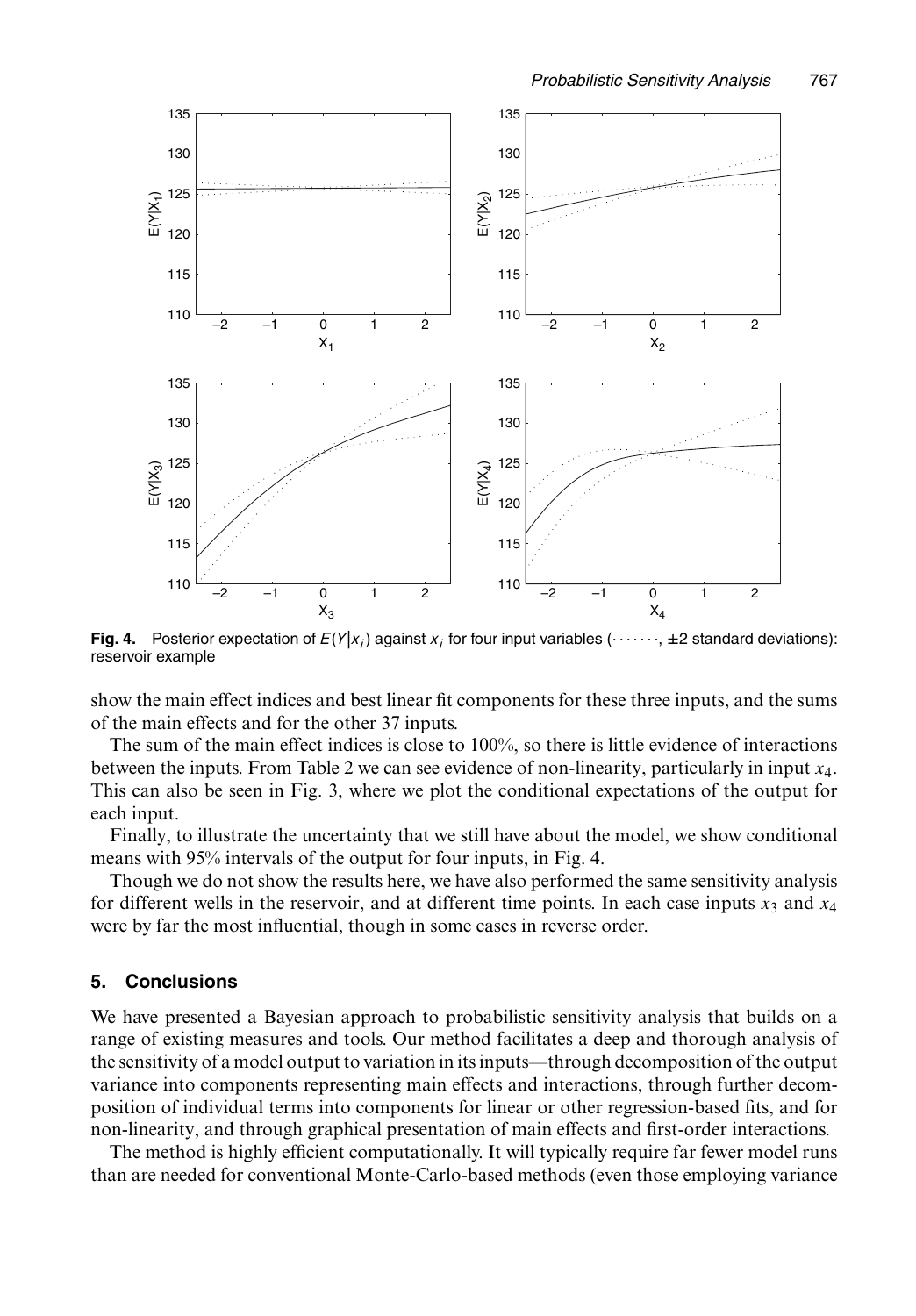**Fig. 4.** Posterior expectation of $E(Y|x_i)$ against $x_i$ for four input variables (·······, ±2 standard deviations): reservoir example

show the main effect indices and best linear fit components for these three inputs, and the sums of the main effects and for the other 37 inputs.

The sum of the main effect indices is close to 100%, so there is little evidence of interactions between the inputs. From Table 2 we can see evidence of non-linearity, particularly in input $x_4$. This can also be seen in Fig. 3, where we plot the conditional expectations of the output for each input.

Finally, to illustrate the uncertainty that we still have about the model, we show conditional means with 95% intervals of the output for four inputs, in Fig. 4.

Though we do not show the results here, we have also performed the same sensitivity analysis for different wells in the reservoir, and at different time points. In each case inputs $x_3$ and $x_4$ were by far the most influential, though in some cases in reverse order.

## 5. Conclusions

We have presented a Bayesian approach to probabilistic sensitivity analysis that builds on a range of existing measures and tools. Our method facilitates a deep and thorough analysis of the sensitivity of a model output to variation in its inputs—through decomposition of the output variance into components representing main effects and interactions, through further decomposition of individual terms into components for linear or other regression-based fits, and for non-linearity, and through graphical presentation of main effects and first-order interactions.

The method is highly efficient computationally. It will typically require far fewer model runs than are needed for conventional Monte-Carlo-based methods (even those employing variance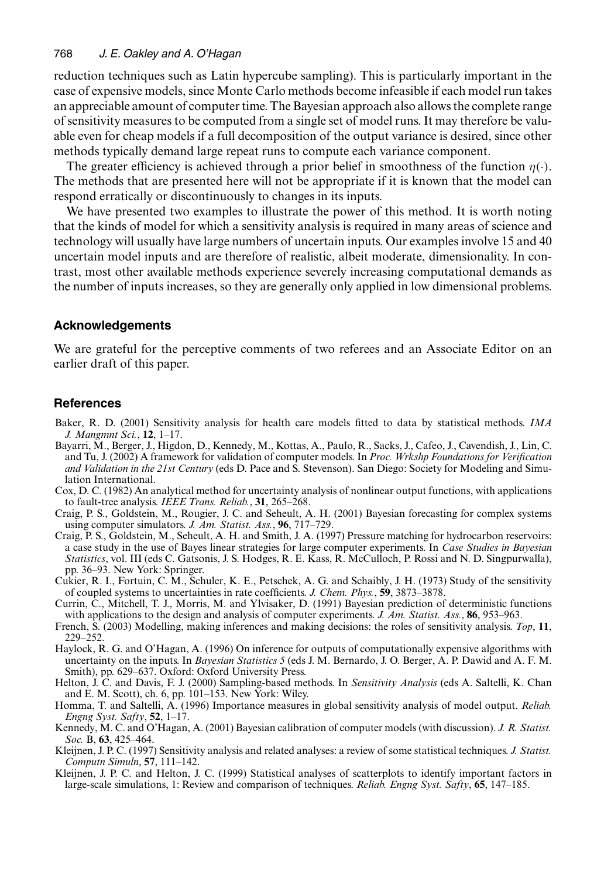reduction techniques such as Latin hypercube sampling). This is particularly important in the case of expensive models, since Monte Carlo methods become infeasible if each model run takes an appreciable amount of computer time. The Bayesian approach also allows the complete range of sensitivity measures to be computed from a single set of model runs. It may therefore be valuable even for cheap models if a full decomposition of the output variance is desired, since other methods typically demand large repeat runs to compute each variance component.

The greater efficiency is achieved through a prior belief in smoothness of the function $\eta(\cdot)$. The methods that are presented here will not be appropriate if it is known that the model can respond erratically or discontinuously to changes in its inputs.

We have presented two examples to illustrate the power of this method. It is worth noting that the kinds of model for which a sensitivity analysis is required in many areas of science and technology will usually have large numbers of uncertain inputs. Our examples involve 15 and 40 uncertain model inputs and are therefore of realistic, albeit moderate, dimensionality. In contrast, most other available methods experience severely increasing computational demands as the number of inputs increases, so they are generally only applied in low dimensional problems.

## Acknowledgements

We are grateful for the perceptive comments of two referees and an Associate Editor on an earlier draft of this paper.

## References

Baker, R. D. (2001) Sensitivity analysis for health care models fitted to data by statistical methods. *IMA J. Mangmnt Sci.*, **12**, 1–17.

Bayarri, M., Berger, J., Higdon, D., Kennedy, M., Kottas, A., Paulo, R., Sacks, J., Cafeo, J., Cavendish, J., Lin, C. and Tu, J. (2002) A framework for validation of computer models. In *Proc. Wrkshp Foundations for Verification and Validation in the 21st Century* (eds D. Pace and S. Stevenson). San Diego: Society for Modeling and Simulation International.

Cox, D. C. (1982) An analytical method for uncertainty analysis of nonlinear output functions, with applications to fault-tree analysis. *IEEE Trans. Reliab.*, **31**, 265–268.

Craig, P. S., Goldstein, M., Rougier, J. C. and Seheult, A. H. (2001) Bayesian forecasting for complex systems using computer simulators. *J. Am. Statist. Ass.*, **96**, 717–729.

Craig, P. S., Goldstein, M., Seheult, A. H. and Smith, J. A. (1997) Pressure matching for hydrocarbon reservoirs: a case study in the use of Bayes linear strategies for large computer experiments. In *Case Studies in Bayesian Statistics*, vol. III (eds C. Gatsonis, J. S. Hodges, R. E. Kass, R. McCulloch, P. Rossi and N. D. Singpurwalla), pp. 36–93. New York: Springer.

Cukier, R. I., Fortuin, C. M., Schuler, K. E., Petschek, A. G. and Schaibly, J. H. (1973) Study of the sensitivity of coupled systems to uncertainties in rate coefficients. *J. Chem. Phys.*, **59**, 3873–3878.

Currin, C., Mitchell, T. J., Morris, M. and Ylvisaker, D. (1991) Bayesian prediction of deterministic functions with applications to the design and analysis of computer experiments. *J. Am. Statist. Ass.*, **86**, 953–963.

French, S. (2003) Modelling, making inferences and making decisions: the roles of sensitivity analysis. *Top*, **11**, 229–252.

Haylock, R. G. and O'Hagan, A. (1996) On inference for outputs of computationally expensive algorithms with uncertainty on the inputs. In *Bayesian Statistics 5* (eds J. M. Bernardo, J. O. Berger, A. P. Dawid and A. F. M. Smith), pp. 629–637. Oxford: Oxford University Press.

Helton, J. C. and Davis, F. J. (2000) Sampling-based methods. In *Sensitivity Analysis* (eds A. Saltelli, K. Chan and E. M. Scott), ch. 6, pp. 101–153. New York: Wiley.

Homma, T. and Saltelli, A. (1996) Importance measures in global sensitivity analysis of model output. *Reliab. Engng Syst. Safty*, **52**, 1–17.

Kennedy, M. C. and O'Hagan, A. (2001) Bayesian calibration of computer models (with discussion). *J. R. Statist. Soc.* B, **63**, 425–464.

Kleijnen, J. P. C. (1997) Sensitivity analysis and related analyses: a review of some statistical techniques. *J. Statist. Computn Simuln*, **57**, 111–142.

Kleijnen, J. P. C. and Helton, J. C. (1999) Statistical analyses of scatterplots to identify important factors in large-scale simulations, 1: Review and comparison of techniques. *Reliab. Engng Syst. Safty*, **65**, 147–185.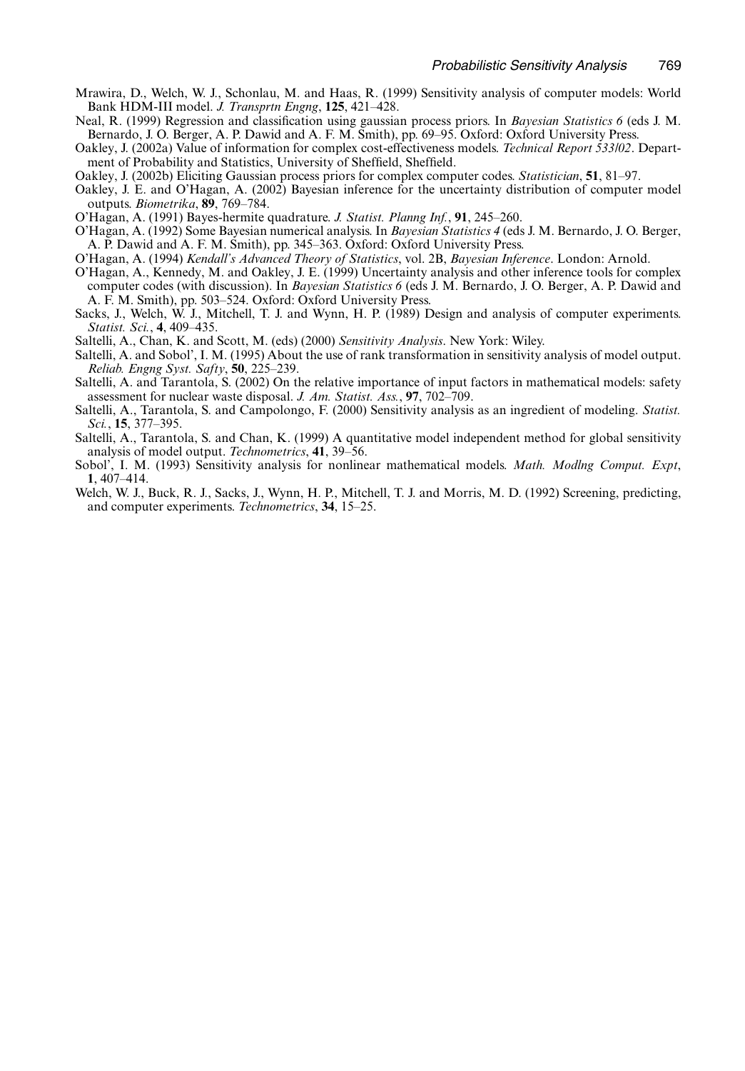Mrawira, D., Welch, W. J., Schonlau, M. and Haas, R. (1999) Sensitivity analysis of computer models: World Bank HDM-III model. *J. Transprtn Engng*, **125**, 421–428.

Neal, R. (1999) Regression and classification using gaussian process priors. In *Bayesian Statistics 6* (eds J. M. Bernardo, J. O. Berger, A. P. Dawid and A. F. M. Smith), pp. 69–95. Oxford: Oxford University Press.

Oakley, J. (2002a) Value of information for complex cost-effectiveness models. *Technical Report 533/02*. Department of Probability and Statistics, University of Sheffield, Sheffield.

Oakley, J. (2002b) Eliciting Gaussian process priors for complex computer codes. *Statistician*, **51**, 81–97.

Oakley, J. E. and O'Hagan, A. (2002) Bayesian inference for the uncertainty distribution of computer model outputs. *Biometrika*, **89**, 769–784.

O'Hagan, A. (1991) Bayes-hermite quadrature. *J. Statist. Planng Inf.*, **91**, 245–260.

O'Hagan, A. (1992) Some Bayesian numerical analysis. In *Bayesian Statistics 4* (eds J. M. Bernardo, J. O. Berger, A. P. Dawid and A. F. M. Smith), pp. 345–363. Oxford: Oxford University Press.

O'Hagan, A. (1994) *Kendall's Advanced Theory of Statistics*, vol. 2B, *Bayesian Inference*. London: Arnold.

O'Hagan, A., Kennedy, M. and Oakley, J. E. (1999) Uncertainty analysis and other inference tools for complex computer codes (with discussion). In *Bayesian Statistics 6* (eds J. M. Bernardo, J. O. Berger, A. P. Dawid and A. F. M. Smith), pp. 503–524. Oxford: Oxford University Press.

Sacks, J., Welch, W. J., Mitchell, T. J. and Wynn, H. P. (1989) Design and analysis of computer experiments. *Statist. Sci.*, **4**, 409–435.

Saltelli, A., Chan, K. and Scott, M. (eds) (2000) *Sensitivity Analysis*. New York: Wiley.

Saltelli, A. and Sobol', I. M. (1995) About the use of rank transformation in sensitivity analysis of model output. *Reliab. Engng Syst. Safty*, **50**, 225–239.

Saltelli, A. and Tarantola, S. (2002) On the relative importance of input factors in mathematical models: safety assessment for nuclear waste disposal. *J. Am. Statist. Ass.*, **97**, 702–709.

Saltelli, A., Tarantola, S. and Campolongo, F. (2000) Sensitivity analysis as an ingredient of modeling. *Statist. Sci.*, **15**, 377–395.

Saltelli, A., Tarantola, S. and Chan, K. (1999) A quantitative model independent method for global sensitivity analysis of model output. *Technometrics*, **41**, 39–56.

Sobol', I. M. (1993) Sensitivity analysis for nonlinear mathematical models. *Math. Modlng Comput. Expt*, **1**, 407–414.

Welch, W. J., Buck, R. J., Sacks, J., Wynn, H. P., Mitchell, T. J. and Morris, M. D. (1992) Screening, predicting, and computer experiments. *Technometrics*, **34**, 15–25.